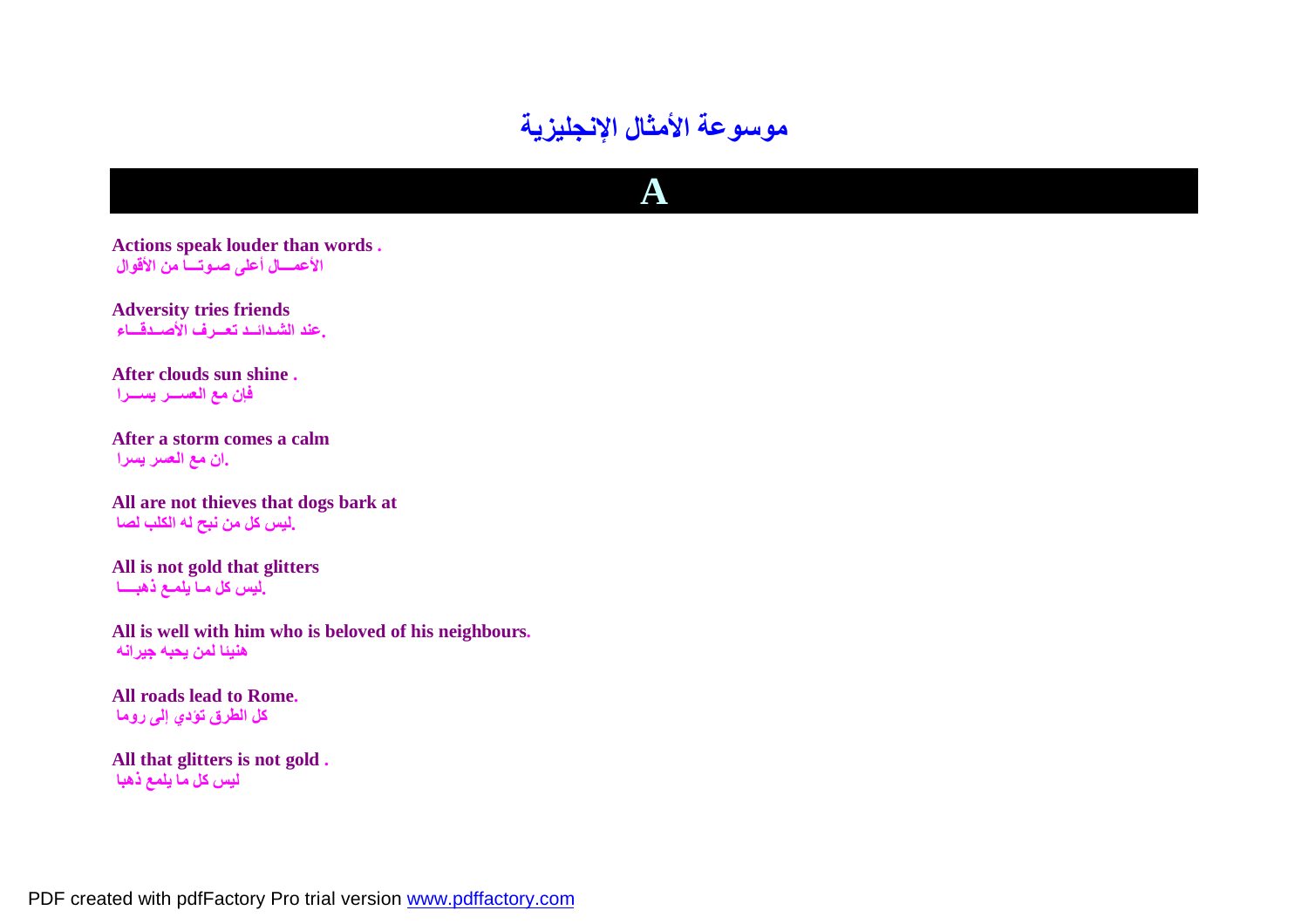# موسوعة الأمثال الإنجليزية

## A

**Actions speak louder than words .**
الأعمـــال أعلى صـوتـــا من الأقوال

**Adversity tries friends**
.عند الشدائـد تعــرف الأصـدقــاء

**After clouds sun shine .**
فإن مع العســر يســرا

**After a storm comes a calm**
.ان مع العسر يسرا

**All are not thieves that dogs bark at**
.ليس كل من نبح له الكلب لصا

**All is not gold that glitters**
.ليس كل مـا يلمـع ذهبـــا

**All is well with him who is beloved of his neighbours.**
هنيئا لمن يحبه جيرانه

**All roads lead to Rome.**
كل الطرق تؤدي إلى روما

**All that glitters is not gold .**
ليس كل ما يلمع ذهبا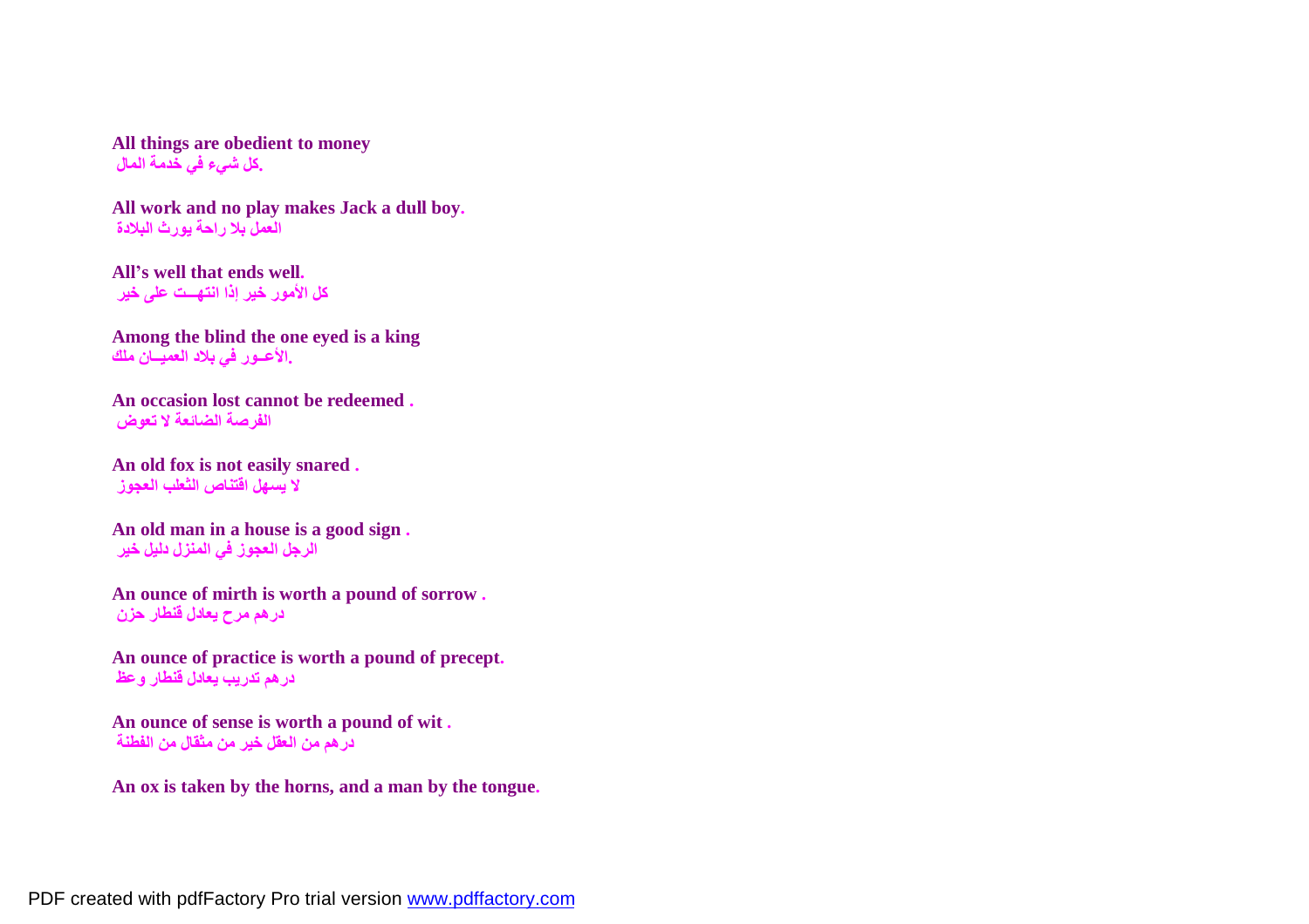**All things are obedient to money**
.كل شيء في خدمة المال

**All work and no play makes Jack a dull boy.**
العمل بلا راحة يورث البلادة

**All's well that ends well.**
كل الأمور خير إذا انتهــت على خير

**Among the blind the one eyed is a king**
.الأعـور في بلاد العميــان ملك

**An occasion lost cannot be redeemed .**
الفرصة الضائعة لا تعوض

**An old fox is not easily snared .**
لا يسهل اقتناص الثعلب العجوز

**An old man in a house is a good sign .**
الرجل العجوز في المنزل دليل خير

**An ounce of mirth is worth a pound of sorrow .**
درهم مرح يعادل قنطار حزن

**An ounce of practice is worth a pound of precept.**
درهم تدريب يعادل قنطار وعظ

**An ounce of sense is worth a pound of wit .**
درهم من العقل خير من مثقال من الفطنة

**An ox is taken by the horns, and a man by the tongue.**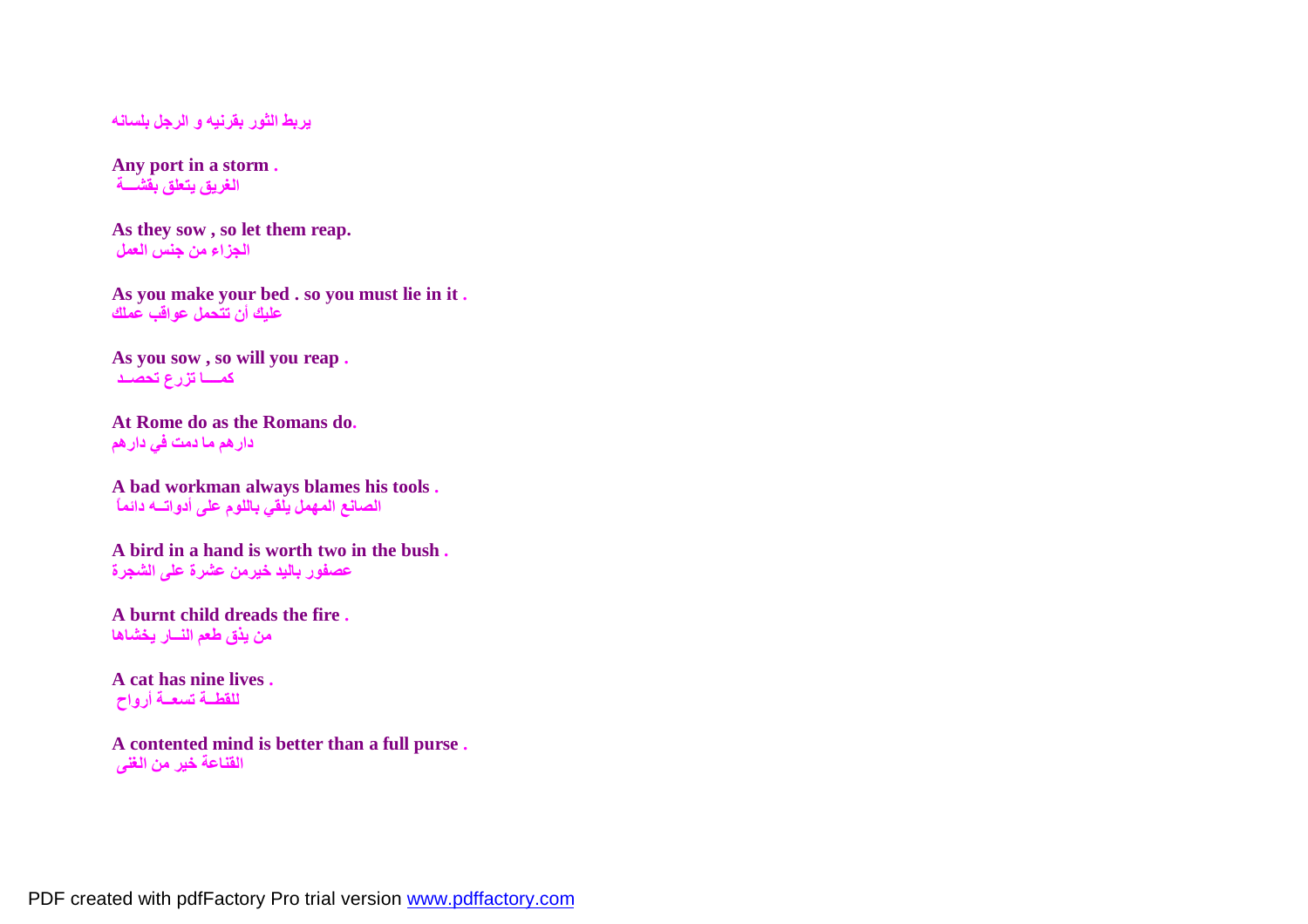يربط الثور بقرنيه و الرجل بلسانه

**Any port in a storm .**
الغريق يتعلق بقشـــة

**As they sow , so let them reap.**
الجزاء من جنس العمل

**As you make your bed . so you must lie in it .**
عليك أن تتحمل عواقب عملك

**As you sow , so will you reap .**
كمـــا تزرع تحصـد

**At Rome do as the Romans do.**
دارهم ما دمت في دارهم

**A bad workman always blames his tools .**
الصانع المهمل يلقي باللوم على أدواتــه دائماً

**A bird in a hand is worth two in the bush .**
عصفور باليد خيرمن عشرة على الشجرة

**A burnt child dreads the fire .**
من يذق طعم النـــار يخشاها

**A cat has nine lives .**
للقطــة تسعــة أرواح

**A contented mind is better than a full purse .**
القناعة خير من الغنى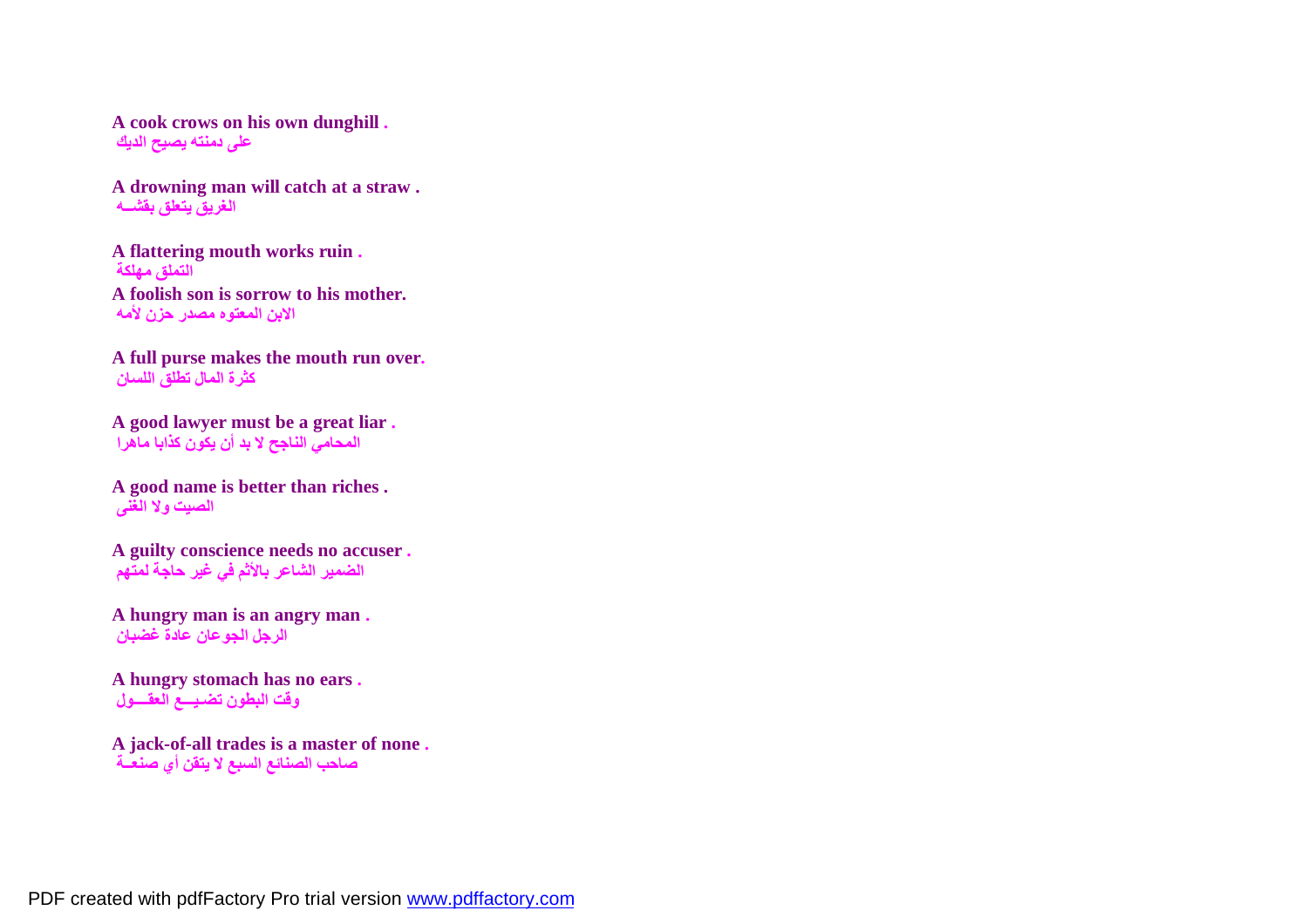**A cook crows on his own dunghill .**
**على دمنته يصيح الديك**

**A drowning man will catch at a straw .**
**الغريق يتعلق بقشــه**

**A flattering mouth works ruin .**
**التملق مهلكة**

**A foolish son is sorrow to his mother.**
**الابن المعتوه مصدر حزن لأمه**

**A full purse makes the mouth run over.**
**كثرة المال تطلق اللسان**

**A good lawyer must be a great liar .**
**المحامي الناجح لا بد أن يكون كذابا ماهرا**

**A good name is better than riches .**
**الصيت ولا الغنى**

**A guilty conscience needs no accuser .**
**الضمير الشاعر بالأثم في غير حاجة لمتهم**

**A hungry man is an angry man .**
**الرجل الجوعان عادة غضبان**

**A hungry stomach has no ears .**
**وقت البطون تضيــع العقــول**

**A jack-of-all trades is a master of none .**
**صاحب الصنائع السبع لا يتقن أي صنعـة**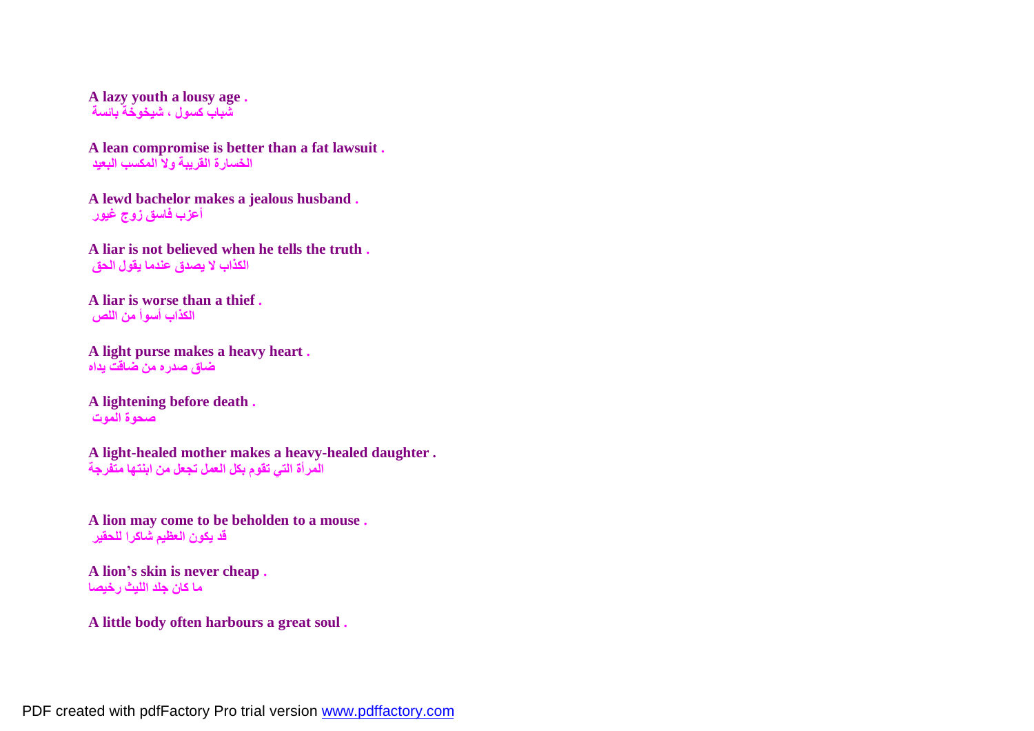**A lazy youth a lousy age .**
**شباب كسول ، شيخوخة بائسة**

**A lean compromise is better than a fat lawsuit .**
**الخسارة القريبة ولا المكسب البعيد**

**A lewd bachelor makes a jealous husband .**
**أعزب فاسق زوج غيور**

**A liar is not believed when he tells the truth .**
**الكذاب لا يصدق عندما يقول الحق**

**A liar is worse than a thief .**
**الكذاب أسوأ من اللص**

**A light purse makes a heavy heart .**
**ضاق صدره من ضاقت يداه**

**A lightening before death .**
**صحوة الموت**

**A light-healed mother makes a heavy-healed daughter .**
**المرأة التي تقوم بكل العمل تجعل من ابنتها متفرجة**

**A lion may come to be beholden to a mouse .**
**قد يكون العظيم شاكرا للحقير**

**A lion's skin is never cheap .**
**ما كان جلد الليث رخيصا**

**A little body often harbours a great soul .**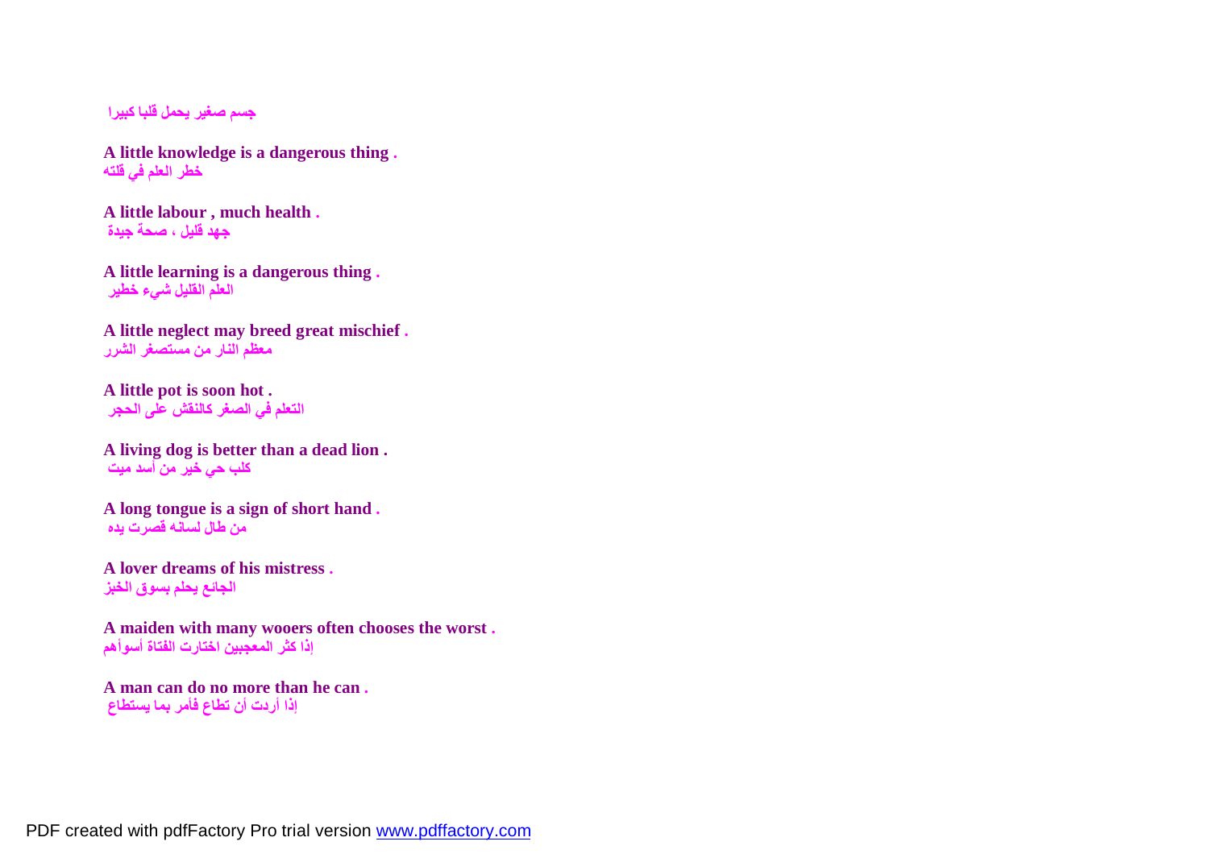جسم صغير يحمل قلبا كبيرا

**A little knowledge is a dangerous thing .**
خطر العلم في قلته

**A little labour , much health .**
جهد قليل ، صحة جيدة

**A little learning is a dangerous thing .**
العلم القليل شيء خطير

**A little neglect may breed great mischief .**
معظم النار من مستصغر الشرر

**A little pot is soon hot .**
التعلم في الصغر كالنقش على الحجر

**A living dog is better than a dead lion .**
كلب حي خير من أسد ميت

**A long tongue is a sign of short hand .**
من طال لسانه قصرت يده

**A lover dreams of his mistress .**
الجائع يحلم بسوق الخبز

**A maiden with many wooers often chooses the worst .**
إذا كثر المعجبين اختارت الفتاة أسوأهم

**A man can do no more than he can .**
إذا أردت أن تطاع فأمر بما يستطاع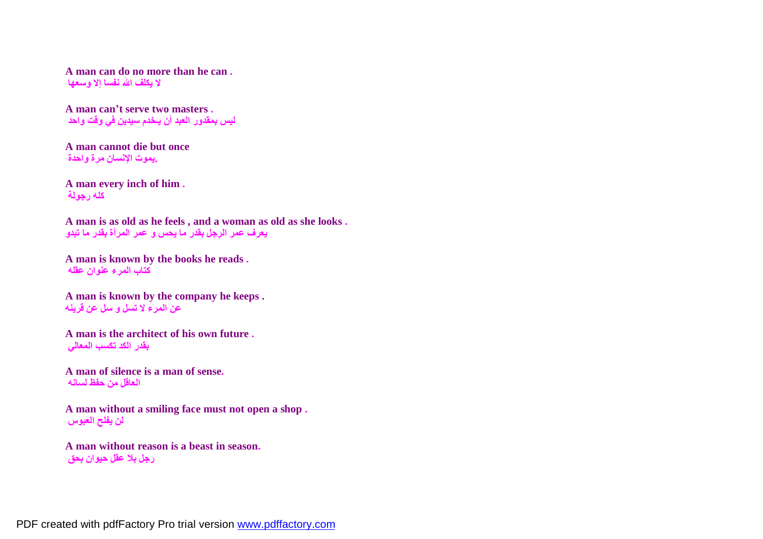**A man can do no more than he can .**
**لا يكلف الله نفسا إلا وسعها**

**A man can't serve two masters .**
**ليس بمقدور العبد أن يـخدم سيدين في وقت واحد**

**A man cannot die but once**
**يموت الإنسان مرة واحدة.**

**A man every inch of him .**
**كله رجولة**

**A man is as old as he feels , and a woman as old as she looks .**
**يعرف عمر الرجل بقدر ما يحس و عمر المرأة بقدر ما تبدو**

**A man is known by the books he reads .**
**كتاب المرء عنوان عقله**

**A man is known by the company he keeps .**
**عن المرء لا تسل و سل عن قرينه**

**A man is the architect of his own future .**
**بقدر الكد تكسب المعالي**

**A man of silence is a man of sense.**
**العاقل من حفظ لسانه**

**A man without a smiling face must not open a shop .**
**لن يفلح العبوس**

**A man without reason is a beast in season.**
**رجل بلا عقل حيوان بحق**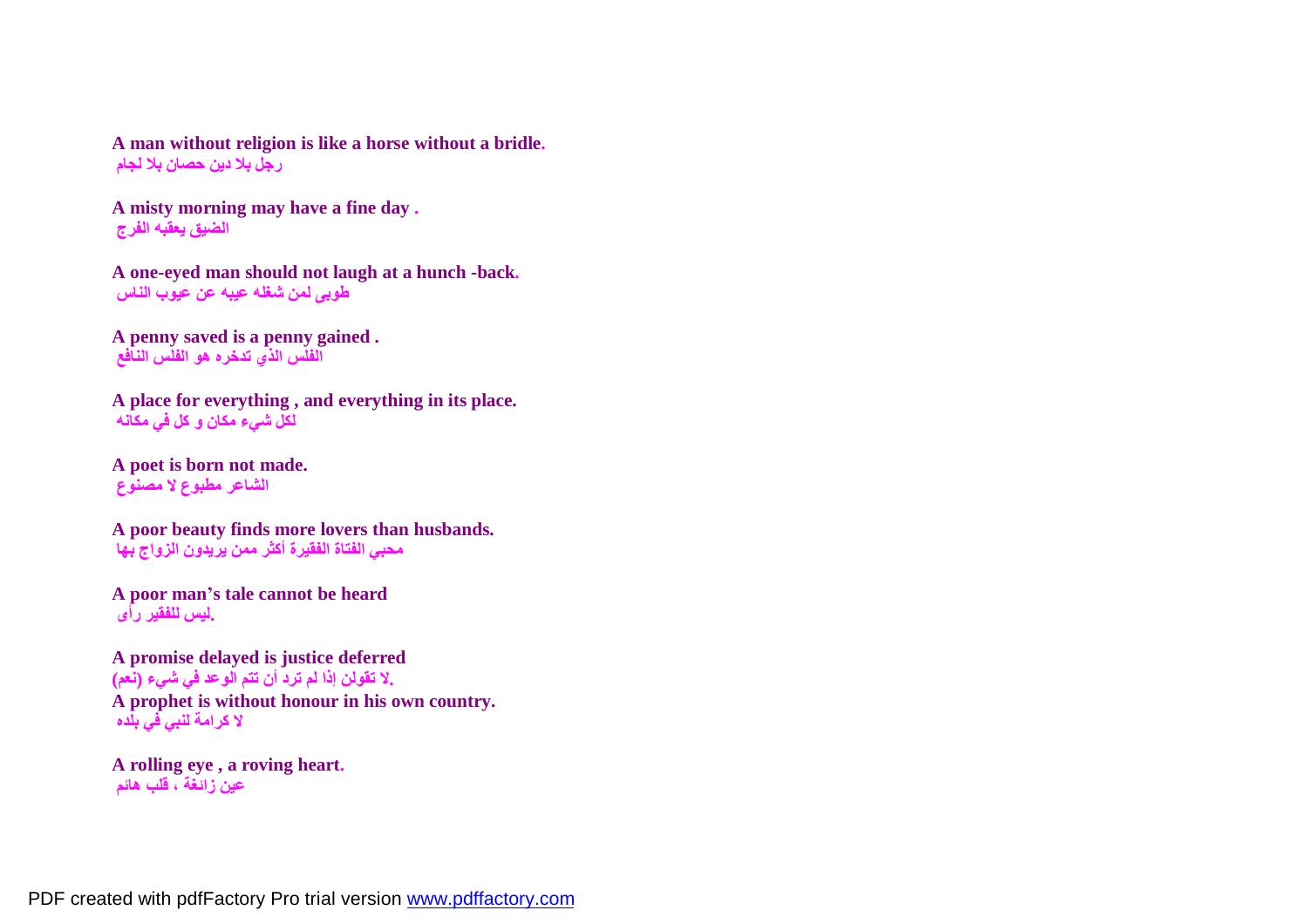**A man without religion is like a horse without a bridle.**
رجل بلا دين حصان بلا لجام

**A misty morning may have a fine day .**
الضيق يعقبه الفرج

**A one-eyed man should not laugh at a hunch -back.**
طوبى لمن شغله عيبه عن عيوب الناس

**A penny saved is a penny gained .**
الفلس الذي تدخره هو الفلس النافع

**A place for everything , and everything in its place.**
لكل شيء مكان و كل في مكانه

**A poet is born not made.**
الشاعر مطبوع لا مصنوع

**A poor beauty finds more lovers than husbands.**
محبي الفتاة الفقيرة أكثر ممن يريدون الزواج بها

**A poor man's tale cannot be heard**
ليس للفقير رأى.

**A promise delayed is justice deferred**
لا تقولن إذا لم ترد أن تتم الوعد في شيء (نعم).

**A prophet is without honour in his own country.**
لا كرامة لنبي في بلده

**A rolling eye , a roving heart.**
عين زائغة ، قلب هائم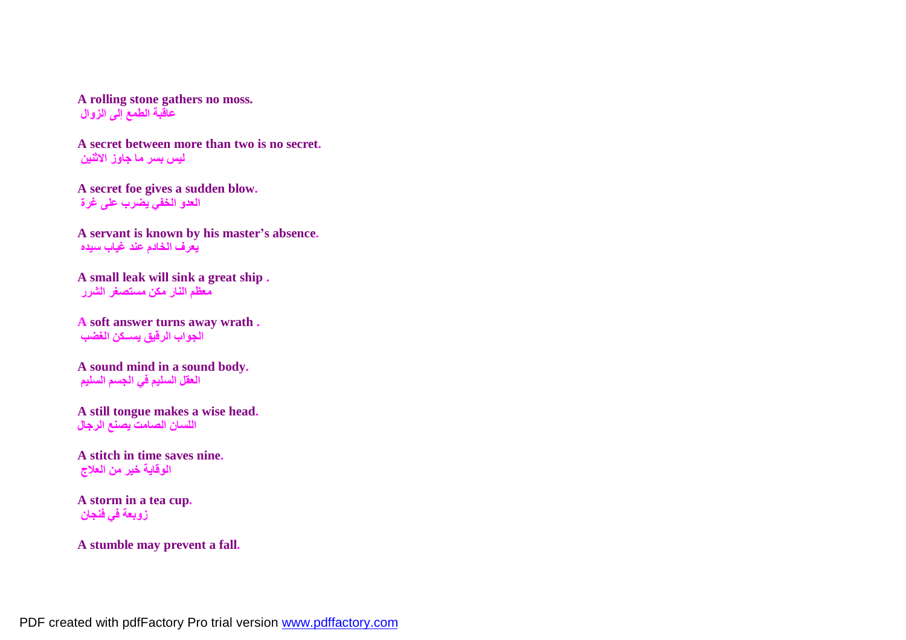**A rolling stone gathers no moss.**
**عاقبة الطمع إلى الزوال**

**A secret between more than two is no secret.**
**ليس بسر ما جاوز الاثنين**

**A secret foe gives a sudden blow.**
**العدو الخفي يضرب على غرة**

**A servant is known by his master's absence.**
**يعرف الخادم عند غياب سيده**

**A small leak will sink a great ship .**
**معظم النار مكن مستصغر الشرر**

**A soft answer turns away wrath .**
**الجواب الرقيق يســكن الغضب**

**A sound mind in a sound body.**
**العقل السليم في الجسم السليم**

**A still tongue makes a wise head.**
**اللسان الصامت يصنع الرجال**

**A stitch in time saves nine.**
**الوقاية خير من العلاج**

**A storm in a tea cup.**
**زوبعة في فنجان**

**A stumble may prevent a fall.**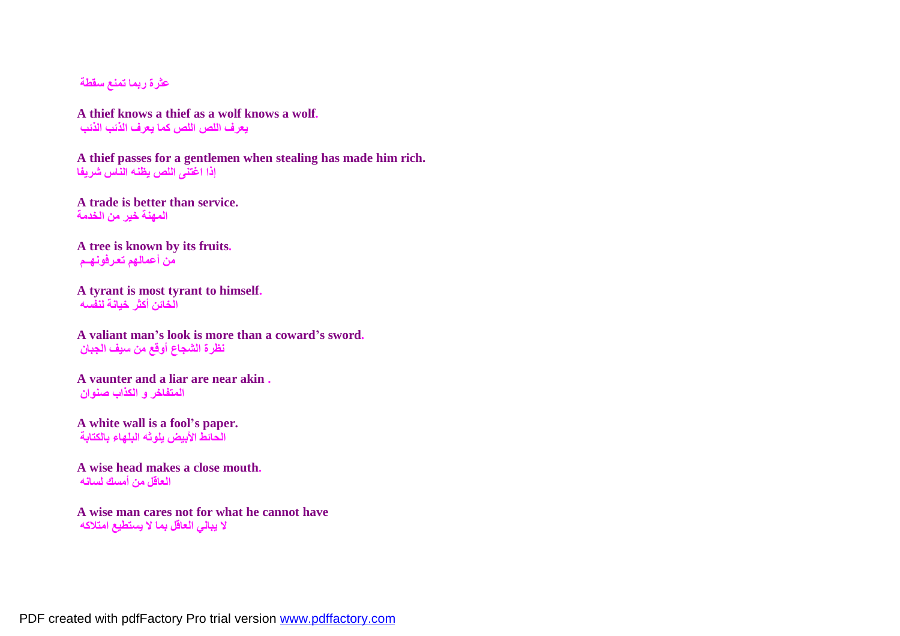عثرة ربما تمنع سقطة

**A thief knows a thief as a wolf knows a wolf.**
يعرف اللص اللص كما يعرف الذئب الذئب

**A thief passes for a gentlemen when stealing has made him rich.**
إذا اغتنى اللص يظنه الناس شريفا

**A trade is better than service.**
المهنة خير من الخدمة

**A tree is known by its fruits.**
من أعمالهم تعرفونهـم

**A tyrant is most tyrant to himself.**
الخائن أكثر خيانة لنفسه

**A valiant man's look is more than a coward's sword.**
نظرة الشجاع أوقع من سيف الجبان

**A vaunter and a liar are near akin .**
المتفاخر و الكذاب صنوان

**A white wall is a fool's paper.**
الحائط الأبيض يلوثه البلهاء بالكتابة

**A wise head makes a close mouth.**
العاقل من أمسك لسانه

**A wise man cares not for what he cannot have**
لا يبالي العاقل بما لا يستطيع امتلاكه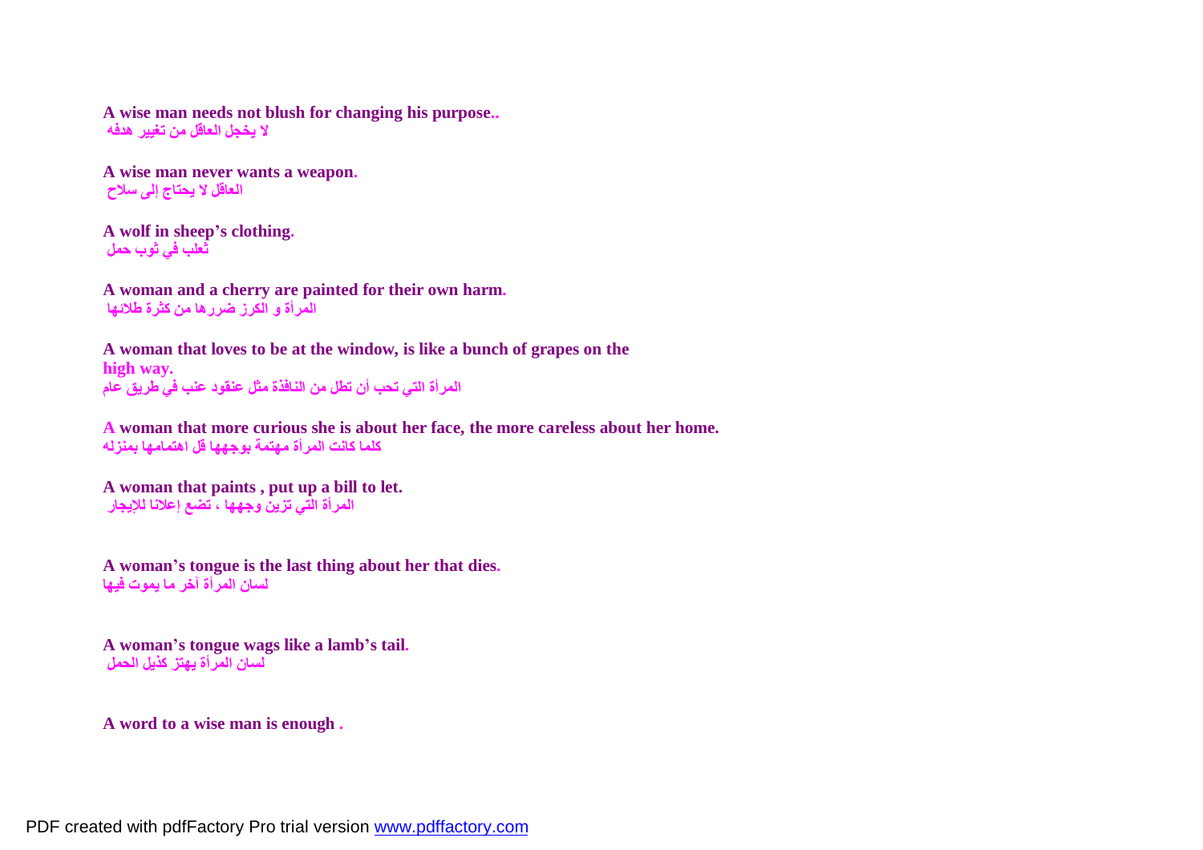**A wise man needs not blush for changing his purpose..**
**لا يخجل العاقل من تغيير هدفه**

**A wise man never wants a weapon.**
**العاقل لا يحتاج إلى سلاح**

**A wolf in sheep's clothing.**
**ثعلب في ثوب حمل**

**A woman and a cherry are painted for their own harm.**
**المرأة و الكرز ضررها من كثرة طلائها**

**A woman that loves to be at the window, is like a bunch of grapes on the high way.**
**المرأة التي تحب أن تطل من النافذة مثل عنقود عنب في طريق عام**

**A woman that more curious she is about her face, the more careless about her home.**
**كلما كانت المرأة مهتمة بوجهها قل اهتمامها بمنزله**

**A woman that paints , put up a bill to let.**
**المرأة التي تزين وجهها ، تضع إعلانا للإيجار**

**A woman's tongue is the last thing about her that dies.**
**لسان المرأة آخر ما يموت فيها**

**A woman's tongue wags like a lamb's tail.**
**لسان المرأة يهتز كذيل الحمل**

**A word to a wise man is enough .**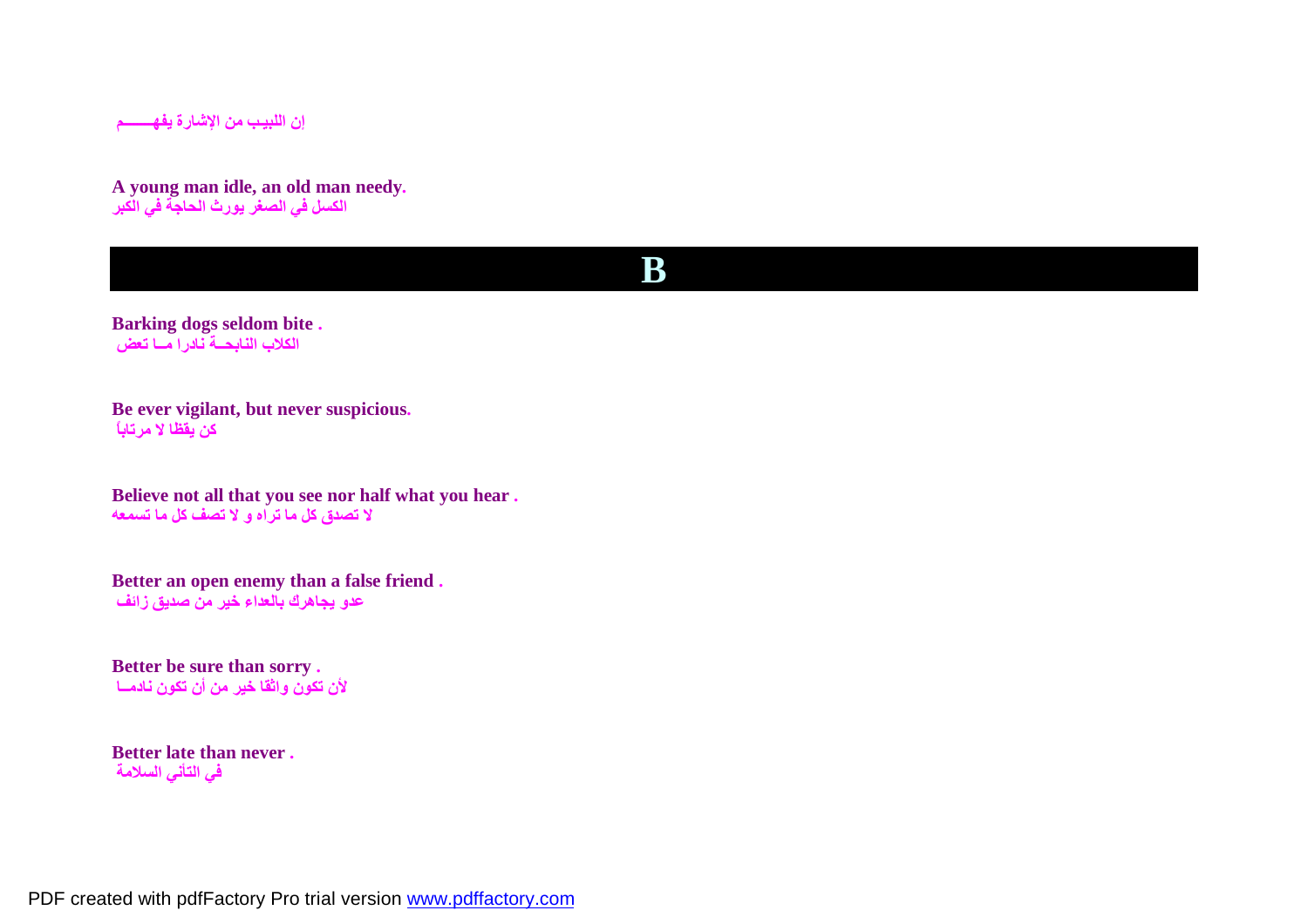إن اللبيب من الإشارة يفهــــــم

**A young man idle, an old man needy.**
الكسل في الصغر يورث الحاجة في الكبر

# B

**Barking dogs seldom bite .**
الكلاب النابحــة نادرا مــا تعض

**Be ever vigilant, but never suspicious.**
كن يقظا لا مرتاباً

**Believe not all that you see nor half what you hear .**
لا تصدق كل ما تراه و لا تصف كل ما تسمعه

**Better an open enemy than a false friend .**
عدو يجاهرك بالعداء خير من صديق زائف

**Better be sure than sorry .**
لأن تكون واثقا خير من أن تكون نادمــا

**Better late than never .**
في التأني السلامة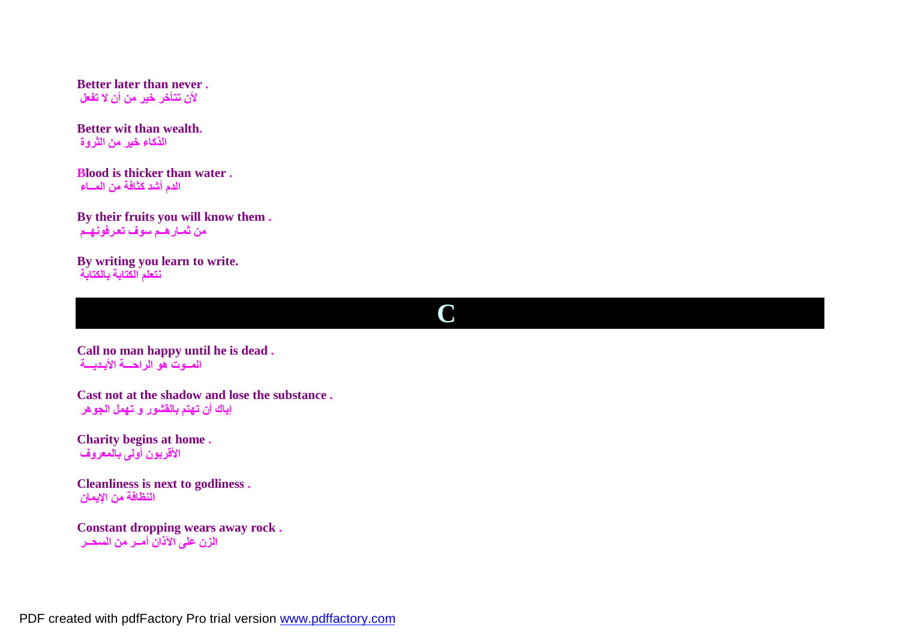**Better later than never .**
لأن تتأخر خير من أن لا تفعل

**Better wit than wealth.**
الذكاء خير من الثروة

**Blood is thicker than water .**
الدم أشد كثافة من المـــاء

**By their fruits you will know them .**
من ثمـارهـم سوف تعرفونـهـم

**By writing you learn to write.**
نتعلم الكتابة بالكتابة

# C

**Call no man happy until he is dead .**
المــوت هو الراحـــة الأبـديـــة

**Cast not at the shadow and lose the substance .**
إياك أن تهتم بالقشور و تهمل الجوهر

**Charity begins at home .**
الأقربون أولى بالمعروف

**Cleanliness is next to godliness .**
النظافة من الإيمان

**Constant dropping wears away rock .**
الزن على الآذان أمــر من السحــر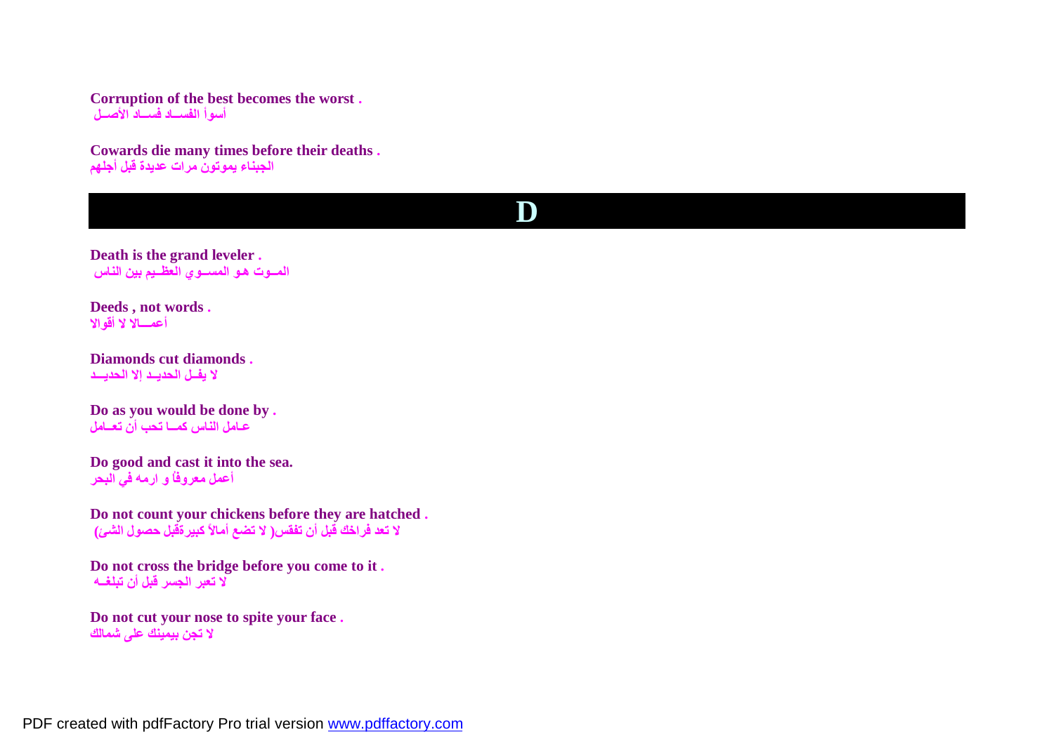**Corruption of the best becomes the worst .**
أسوأ الفســاد فســاد الأصــل

**Cowards die many times before their deaths .**
الجبناء يموتون مرات عديدة قبل أجلهم

# D

**Death is the grand leveler .**
المــوت هـو المســوي العظـيم بين النـاس

**Deeds , not words .**
أعمـــالا لا أقوالا

**Diamonds cut diamonds .**
لا يفـل الحديـد إلا الحديـــد

**Do as you would be done by .**
عـامل النـاس كمـــا تحب أن تعـامل

**Do good and cast it into the sea.**
أعمل معروفاً و ارمه في البحر

**Do not count your chickens before they are hatched .**
لا تعد فراخك قبل أن تفقس( لا تضع أمالاً كبيرةقبل حصول الشئ)

**Do not cross the bridge before you come to it .**
لا تعبر الجسر قبل أن تبلغـه

**Do not cut your nose to spite your face .**
لا تجن بيمينك على شمالك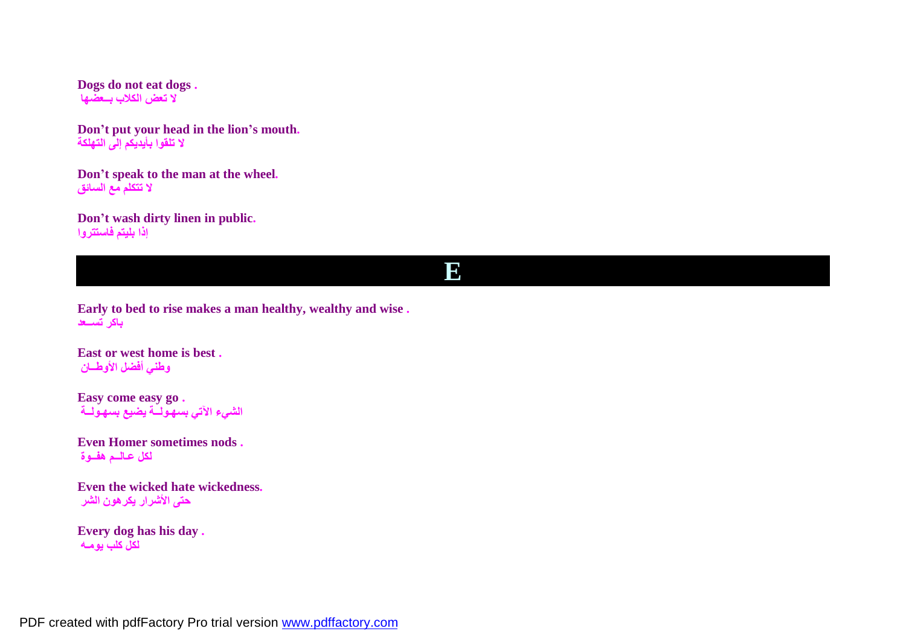**Dogs do not eat dogs .**
**لا تعض الكلاب بــعضـها**

**Don't put your head in the lion's mouth.**
**لا تلقوا بأيديكم إلى التهلكة**

**Don't speak to the man at the wheel.**
**لا تتكلم مع السائق**

**Don't wash dirty linen in public.**
**إذا بليتم فاستتروا**

## E

**Early to bed to rise makes a man healthy, wealthy and wise .**
**باكر تســعد**

**East or west home is best .**
**وطني أفضل الأوطــان**

**Easy come easy go .**
**الشيء الآتي بسـهولــة يضيع بسـهولــة**

**Even Homer sometimes nods .**
**لكل عـالــم هفــوة**

**Even the wicked hate wickedness.**
**حتى الأشرار يكرهون الشر**

**Every dog has his day .**
**لكل كلب يومــه**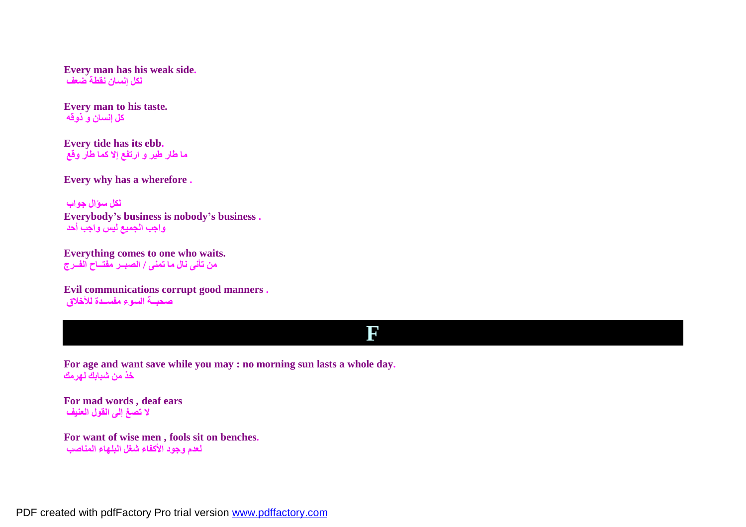**Every man has his weak side.**
**لكل إنسان نقطة ضعف**

**Every man to his taste.**
**كل إنسان و ذوقه**

**Every tide has its ebb.**
**ما طار طير و ارتفع إلا كما طار وقع**

**Every why has a wherefore .**

**لكل سؤال جواب**

**Everybody's business is nobody's business .**
**واجب الجميع ليس واجب أحد**

**Everything comes to one who waits.**
**من تأنى نال ما تمنى / الصبــر مفتــاح الفــرج**

**Evil communications corrupt good manners .**
**صحبــة السوء مفســدة للأخلاق**

## F

**For age and want save while you may : no morning sun lasts a whole day.**
**خذ من شبابك لهرمك**

**For mad words , deaf ears**
**لا تصغ إلى القول العنيف**

**For want of wise men , fools sit on benches.**
**لعدم وجود الأكفاء شغل البلهاء المناصب**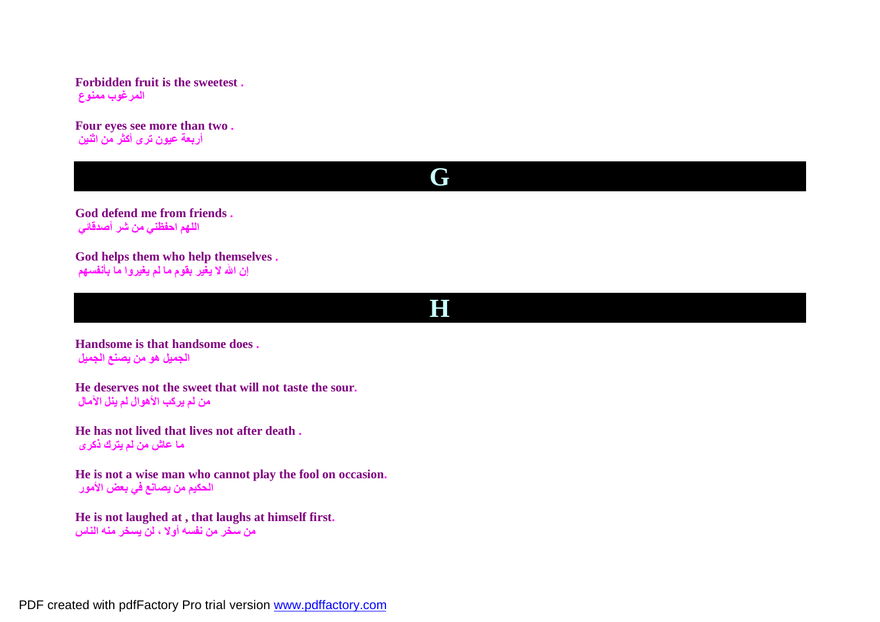**Forbidden fruit is the sweetest .**
**المرغوب ممنوع**

**Four eyes see more than two .**
**أربعة عيون ترى أكثر من اثنين**

## G

**God defend me from friends .**
**اللهم احفظني من شر أصدقائي**

**God helps them who help themselves .**
**إن الله لا يغير بقوم ما لم يغيروا ما بأنفسهم**

## H

**Handsome is that handsome does .**
**الجميل هو من يصنع الجميل**

**He deserves not the sweet that will not taste the sour.**
**من لم يركب الأهوال لم ينل الآمال**

**He has not lived that lives not after death .**
**ما عاش من لم يترك ذكرى**

**He is not a wise man who cannot play the fool on occasion.**
**الحكيم من يصانع في بعض الأمور**

**He is not laughed at , that laughs at himself first.**
**من سخر من نفسه أولا ، لن يسخر منه الناس**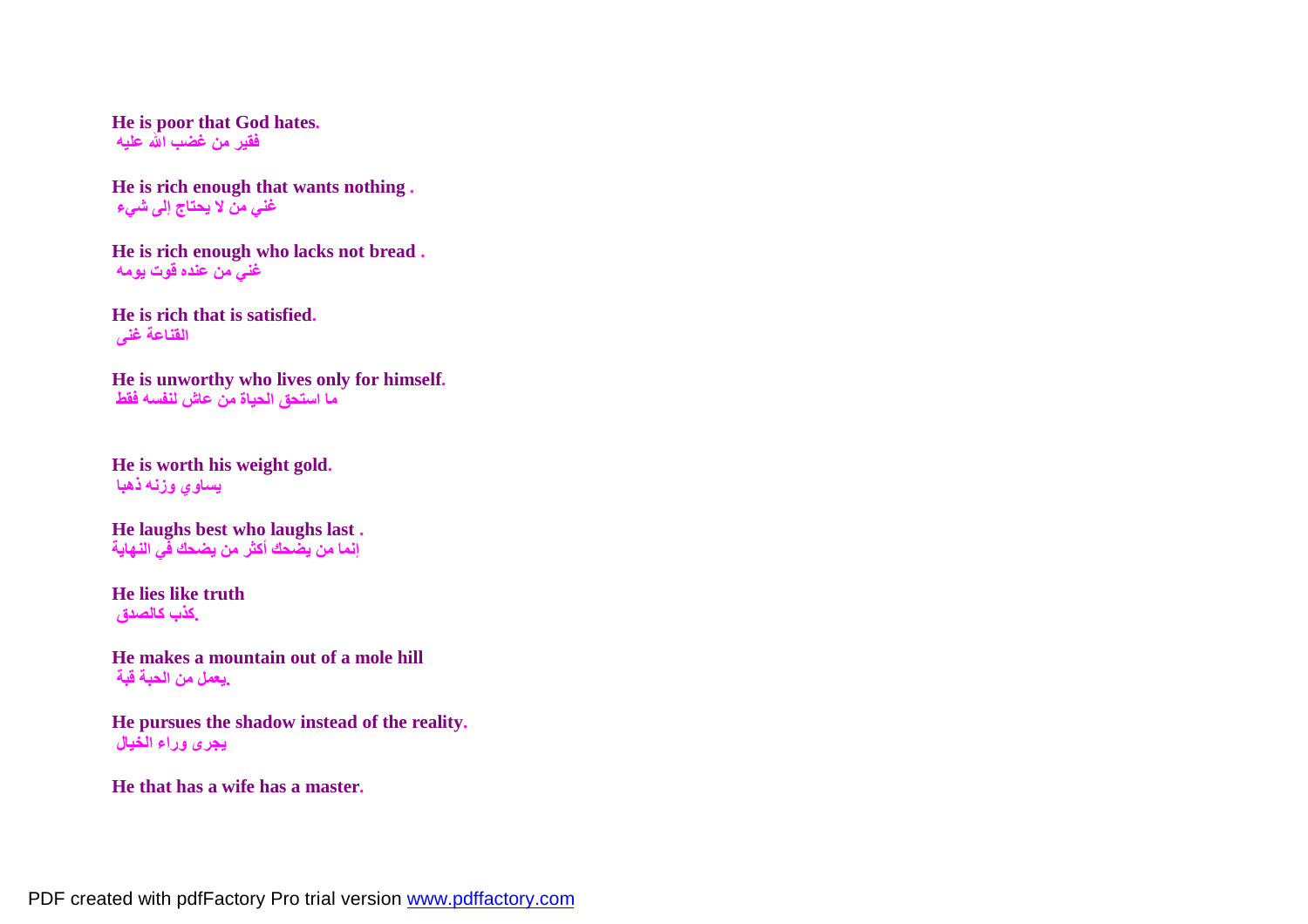**He is poor that God hates.**
**فقير من غضب الله عليه**

**He is rich enough that wants nothing .**
**غني من لا يحتاج إلى شيء**

**He is rich enough who lacks not bread .**
**غني من عنده قوت يومه**

**He is rich that is satisfied.**
**القناعة غنى**

**He is unworthy who lives only for himself.**
**ما استحق الحياة من عاش لنفسه فقط**

**He is worth his weight gold.**
**يساوي وزنه ذهبا**

**He laughs best who laughs last .**
**إنما من يضحك أكثر من يضحك في النهاية**

**He lies like truth**
**.كذب كالصدق**

**He makes a mountain out of a mole hill**
**.يعمل من الحبة قبة**

**He pursues the shadow instead of the reality.**
**يجرى وراء الخيال**

**He that has a wife has a master.**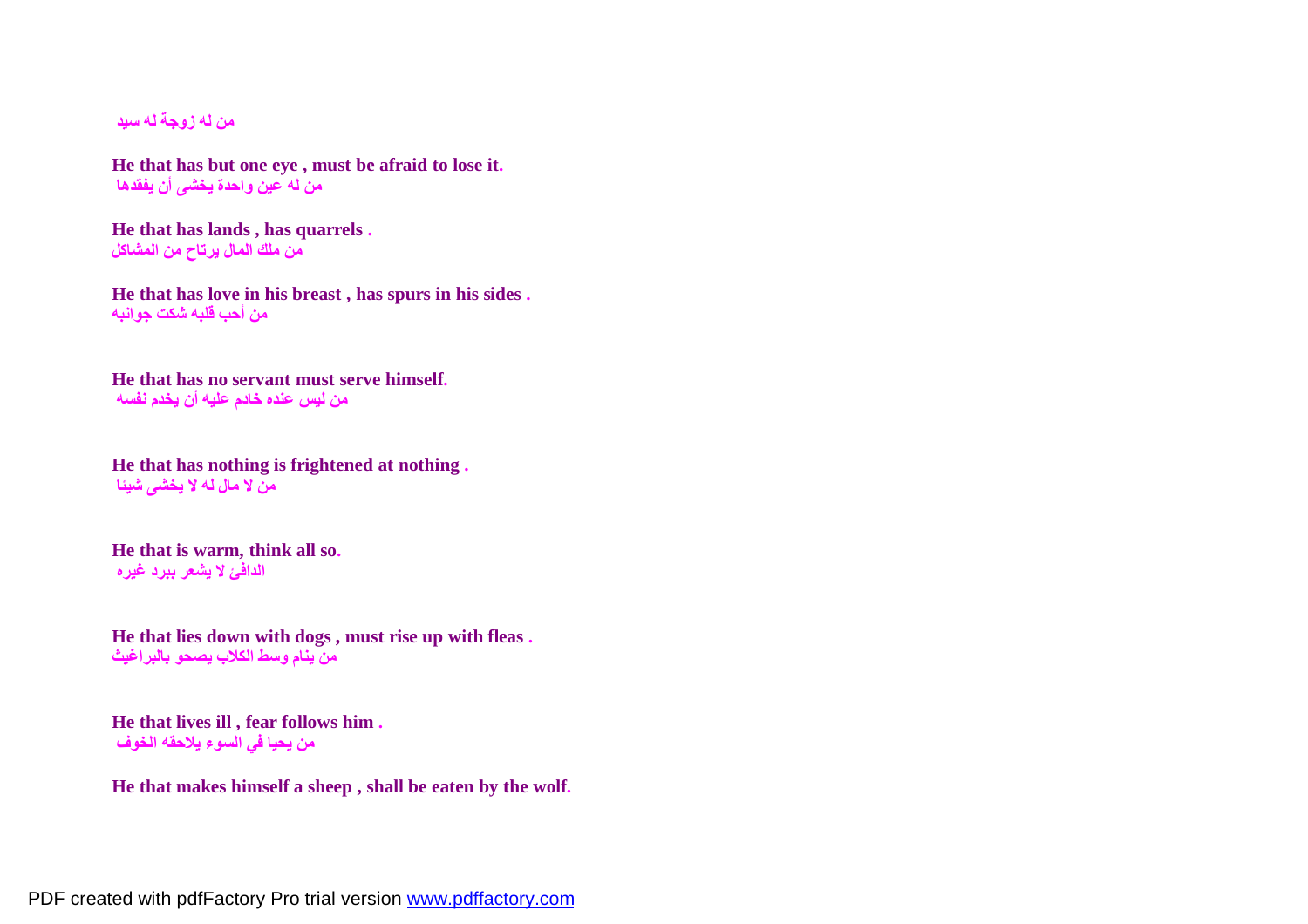من له زوجة له سيد

**He that has but one eye , must be afraid to lose it.**
من له عين واحدة يخشى أن يفقدها

**He that has lands , has quarrels .**
من ملك المال يرتاح من المشاكل

**He that has love in his breast , has spurs in his sides .**
من أحب قلبه شكت جوانبه

**He that has no servant must serve himself.**
من ليس عنده خادم عليه أن يخدم نفسه

**He that has nothing is frightened at nothing .**
من لا مال له لا يخشى شيئا

**He that is warm, think all so.**
الدافئ لا يشعر ببرد غيره

**He that lies down with dogs , must rise up with fleas .**
من ينام وسط الكلاب يصحو بالبراغيث

**He that lives ill , fear follows him .**
من يحيا في السوء يلاحقه الخوف

**He that makes himself a sheep , shall be eaten by the wolf.**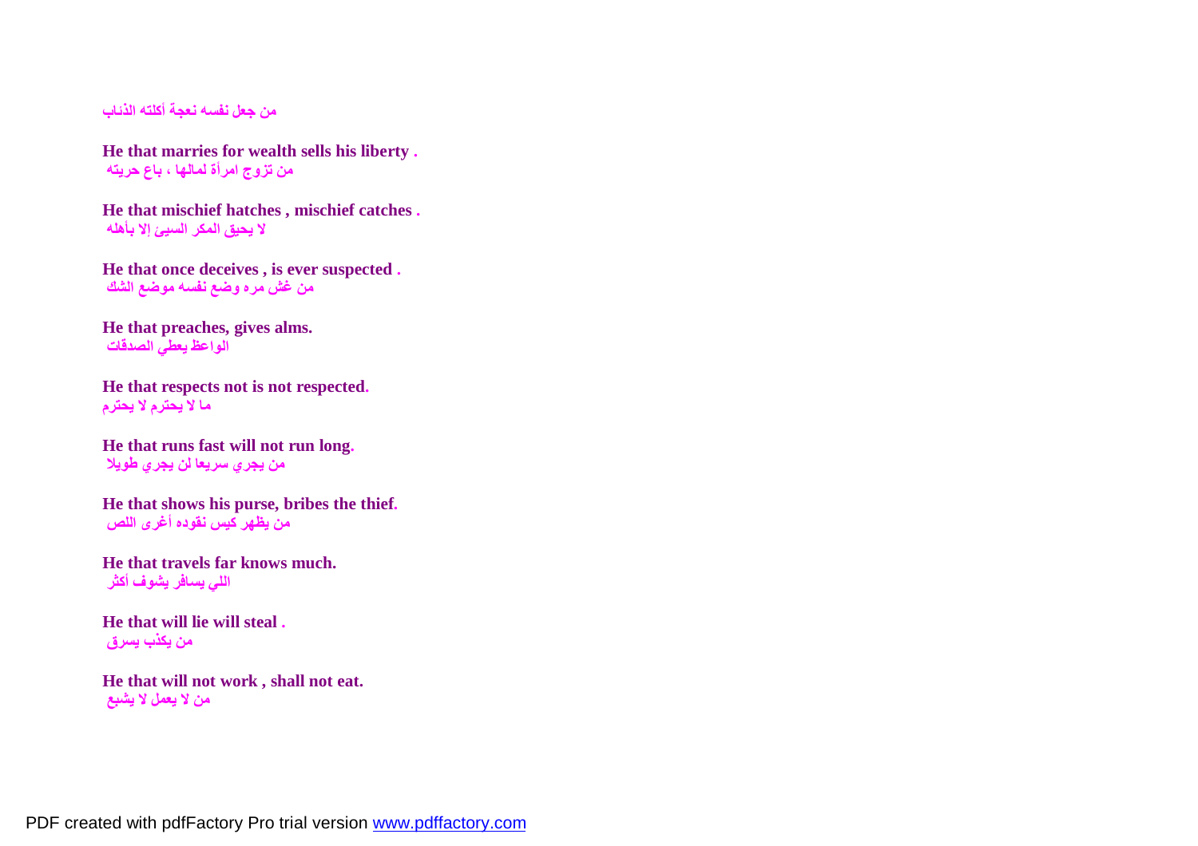من جعل نفسه نعجة أكلته الذئاب

**He that marries for wealth sells his liberty .**
من تزوج امرأة لمالها ، باع حريته

**He that mischief hatches , mischief catches .**
لا يحيق المكر السيئ إلا بأهله

**He that once deceives , is ever suspected .**
من غش مره وضع نفسه موضع الشك

**He that preaches, gives alms.**
الواعظ يعطي الصدقات

**He that respects not is not respected.**
ما لا يحترم لا يحترم

**He that runs fast will not run long.**
من يجري سريعا لن يجري طويلا

**He that shows his purse, bribes the thief.**
من يظهر كيس نقوده أغرى اللص

**He that travels far knows much.**
اللي يسافر يشوف أكثر

**He that will lie will steal .**
من يكذب يسرق

**He that will not work , shall not eat.**
من لا يعمل لا يشبع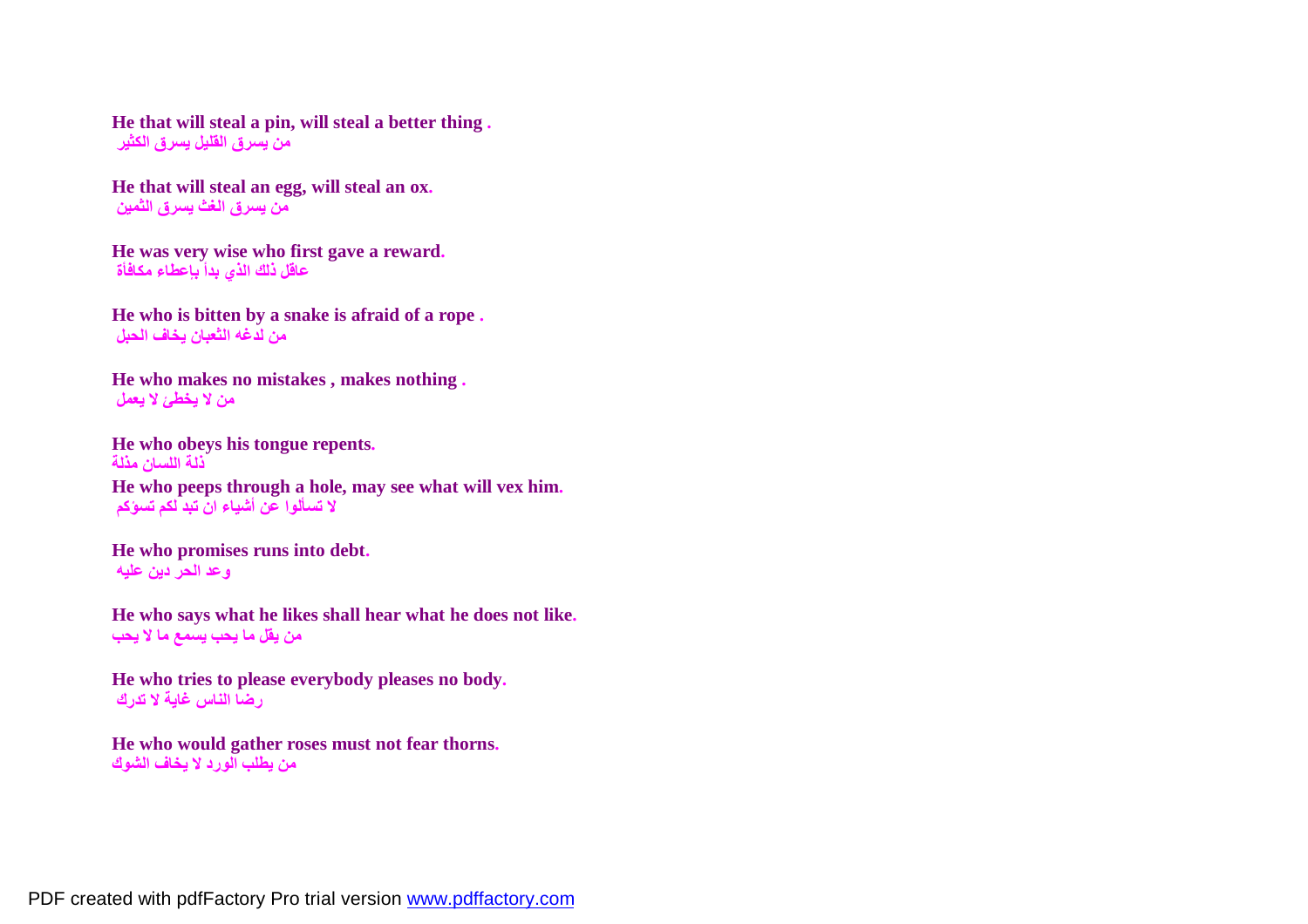**He that will steal a pin, will steal a better thing .**
**من يسرق القليل يسرق الكثير**

**He that will steal an egg, will steal an ox.**
**من يسرق الغث يسرق الثمين**

**He was very wise who first gave a reward.**
**عاقل ذلك الذي بدأ بإعطاء مكافأة**

**He who is bitten by a snake is afraid of a rope .**
**من لدغه الثعبان يخاف الحبل**

**He who makes no mistakes , makes nothing .**
**من لا يخطئ لا يعمل**

**He who obeys his tongue repents.**
**ذلة اللسان مذلة**

**He who peeps through a hole, may see what will vex him.**
**لا تسألوا عن أشياء ان تبد لكم تسؤكم**

**He who promises runs into debt.**
**وعد الحر دين عليه**

**He who says what he likes shall hear what he does not like.**
**من يقل ما يحب يسمع ما لا يحب**

**He who tries to please everybody pleases no body.**
**رضا الناس غاية لا تدرك**

**He who would gather roses must not fear thorns.**
**من يطلب الورد لا يخاف الشوك**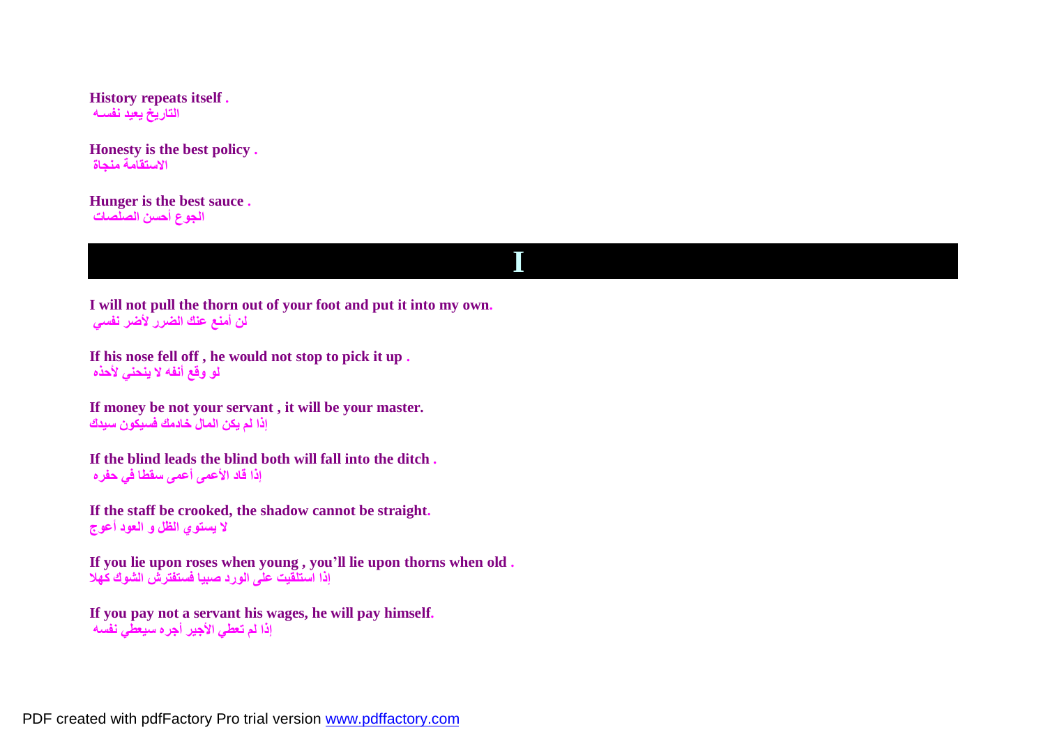**History repeats itself .**
التاريخ يعيد نفسه

**Honesty is the best policy .**
الاستقامة منجاة

**Hunger is the best sauce .**
الجوع أحسن الصلصات

# I

**I will not pull the thorn out of your foot and put it into my own.**
لن أمنع عنك الضرر لأضر نفسي

**If his nose fell off , he would not stop to pick it up .**
لو وقع أنفه لا ينحني لأخذه

**If money be not your servant , it will be your master.**
إذا لم يكن المال خادمك فسيكون سيدك

**If the blind leads the blind both will fall into the ditch .**
إذا قاد الأعمى أعمى سقطا في حفره

**If the staff be crooked, the shadow cannot be straight.**
لا يستوي الظل و العود أعوج

**If you lie upon roses when young , you'll lie upon thorns when old .**
إذا استلقيت على الورد صبيا فستفترش الشوك كهلا

**If you pay not a servant his wages, he will pay himself.**
إذا لم تعطي الأجير أجره سيعطي نفسه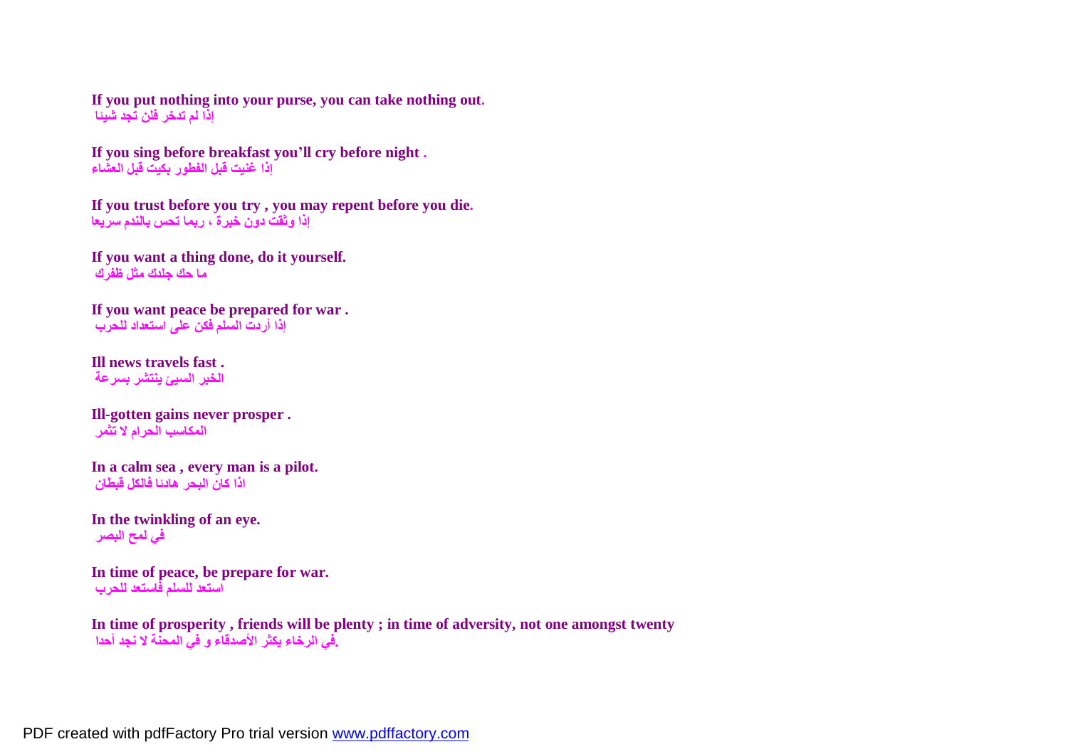**If you put nothing into your purse, you can take nothing out.**
**إذا لم تدخر فلن تجد شيئا**

**If you sing before breakfast you'll cry before night .**
**إذا غنيت قبل الفطور بكيت قبل العشاء**

**If you trust before you try , you may repent before you die.**
**إذا وثقت دون خبرة ، ربما تحس بالندم سريعا**

**If you want a thing done, do it yourself.**
**ما حك جلدك مثل ظفرك**

**If you want peace be prepared for war .**
**إذا أردت السلم فكن على استعداد للحرب**

**Ill news travels fast .**
**الخبر السيئ ينتشر بسرعة**

**Ill-gotten gains never prosper .**
**المكاسب الحرام لا تثمر**

**In a calm sea , every man is a pilot.**
**اذا كان البحر هادئا فالكل قبطان**

**In the twinkling of an eye.**
**في لمح البصر**

**In time of peace, be prepare for war.**
**استعد للسلم فاستعد للحرب**

**In time of prosperity , friends will be plenty ; in time of adversity, not one amongst twenty**
**في الرخاء يكثر الأصدقاء و في المحنة لا نجد أحدا.**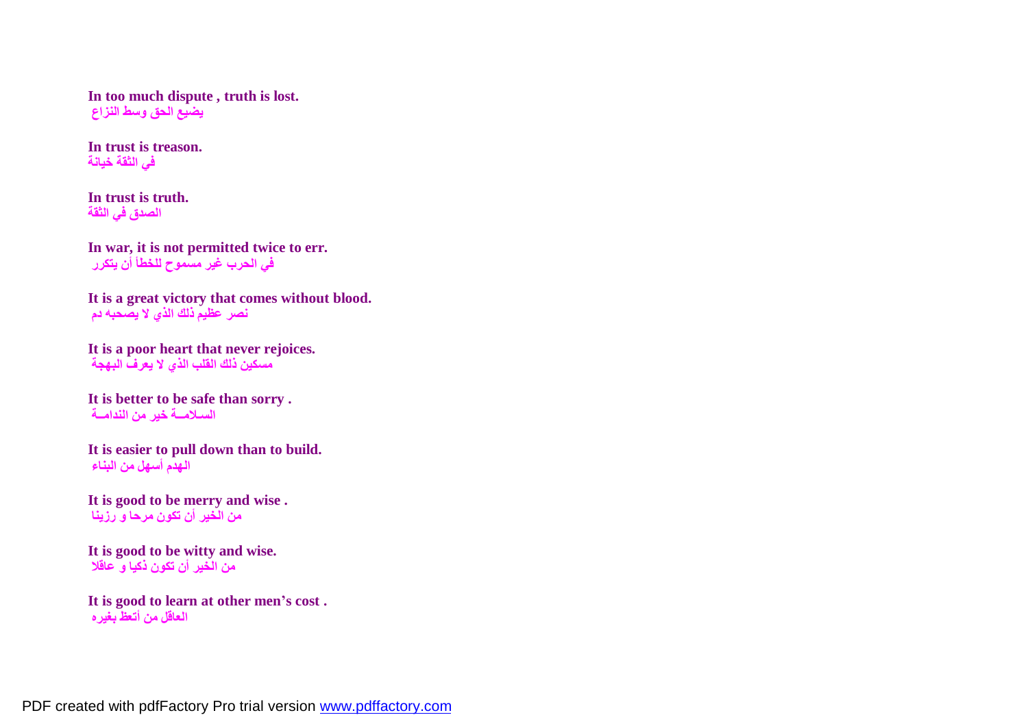**In too much dispute , truth is lost.**
يضيع الحق وسط النزاع

**In trust is treason.**
في الثقة خيانة

**In trust is truth.**
الصدق في الثقة

**In war, it is not permitted twice to err.**
في الحرب غير مسموح للخطأ أن يتكرر

**It is a great victory that comes without blood.**
نصر عظيم ذلك الذي لا يصحبه دم

**It is a poor heart that never rejoices.**
مسكين ذلك القلب الذي لا يعرف البهجة

**It is better to be safe than sorry .**
الســلامـــة خير من الندامـــة

**It is easier to pull down than to build.**
الهدم أسهل من البناء

**It is good to be merry and wise .**
من الخير أن تكون مرحا و رزينا

**It is good to be witty and wise.**
من الخير أن تكون ذكيا و عاقلا

**It is good to learn at other men's cost .**
العاقل من أتعظ بغيره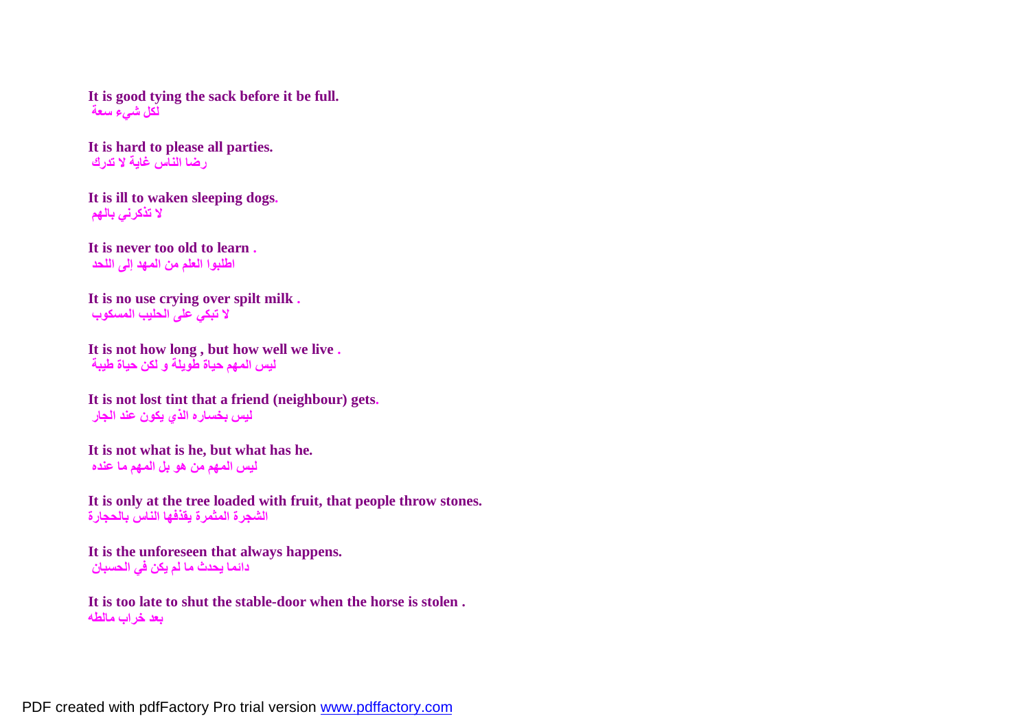**It is good tying the sack before it be full.**
لكل شيء سعة

**It is hard to please all parties.**
رضا الناس غاية لا تدرك

**It is ill to waken sleeping dogs.**
لا تذكرني بالهم

**It is never too old to learn .**
اطلبوا العلم من المهد إلى اللحد

**It is no use crying over spilt milk .**
لا تبكي على الحليب المسكوب

**It is not how long , but how well we live .**
ليس المهم حياة طويلة و لكن حياة طيبة

**It is not lost tint that a friend (neighbour) gets.**
ليس بخساره الذي يكون عند الجار

**It is not what is he, but what has he.**
ليس المهم من هو بل المهم ما عنده

**It is only at the tree loaded with fruit, that people throw stones.**
الشجرة المثمرة يقذفها الناس بالحجارة

**It is the unforeseen that always happens.**
دائما يحدث ما لم يكن في الحسبان

**It is too late to shut the stable-door when the horse is stolen .**
بعد خراب مالطه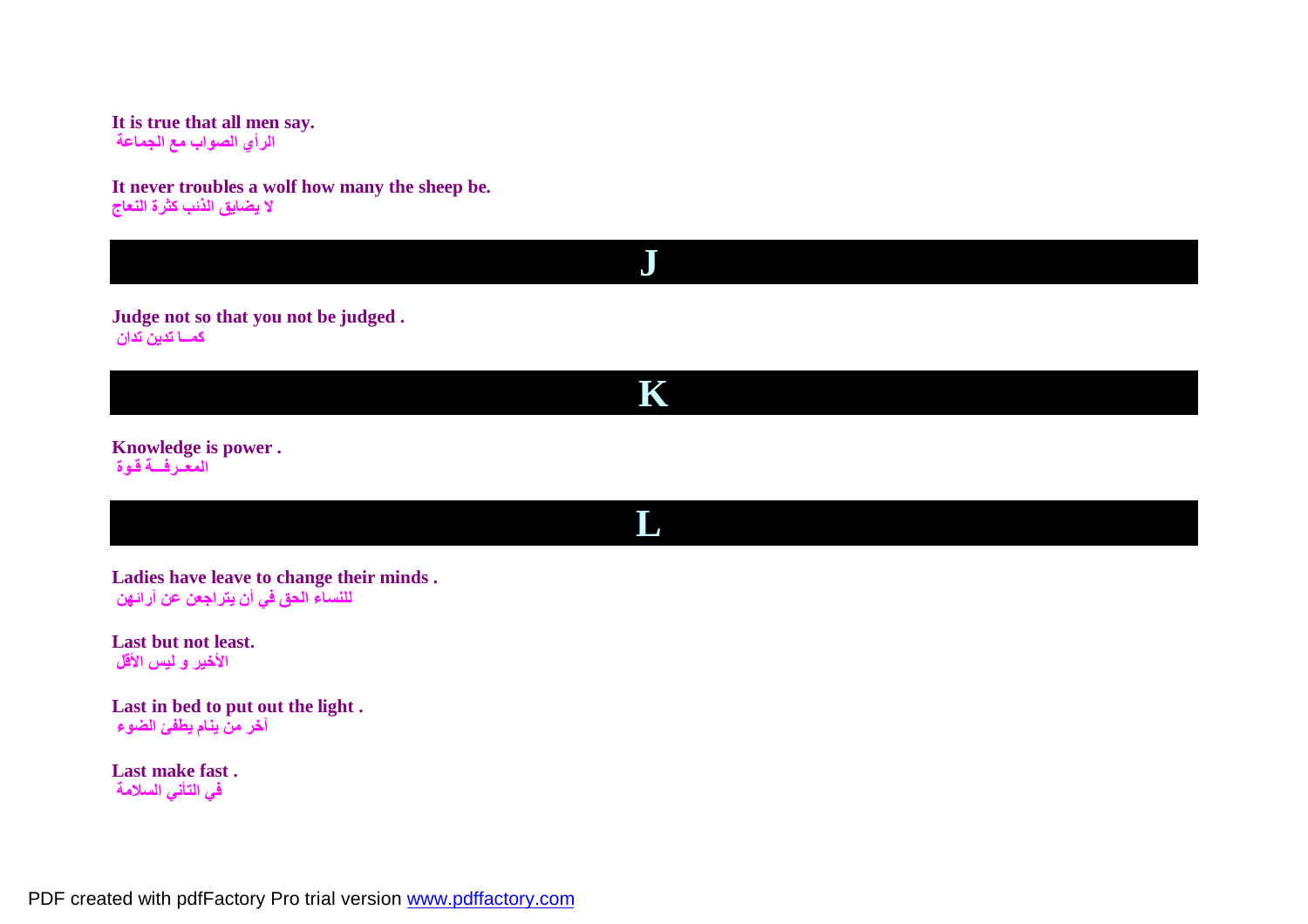**It is true that all men say.**
الرأي الصواب مع الجماعة

**It never troubles a wolf how many the sheep be.**
لا يضايق الذئب كثرة النعاج

# J

**Judge not so that you not be judged .**
كمــا تدين تدان

# K

**Knowledge is power .**
المعـرفــة قـوة

# L

**Ladies have leave to change their minds .**
للنساء الحق في أن يتراجعن عن آرائهن

**Last but not least.**
الأخير و ليس الأقل

**Last in bed to put out the light .**
آخر من ينـام يطفئ الضوء

**Last make fast .**
في التأني السلامة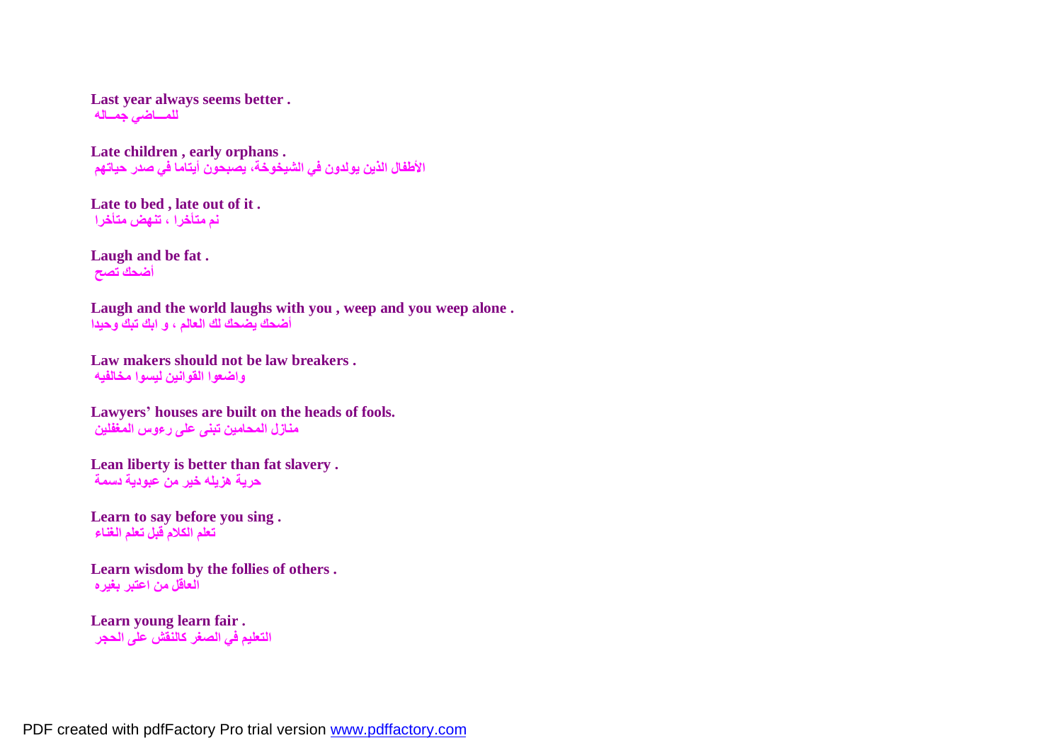**Last year always seems better .**
للمـــاضي جمــاله

**Late children , early orphans .**
الأطفال الذين يولدون في الشيخوخة، يصبحون أيتاما في صدر حياتهم

**Late to bed , late out of it .**
نم متأخرا ، تنهض متأخرا

**Laugh and be fat .**
أضحك تصح

**Laugh and the world laughs with you , weep and you weep alone .**
أضحك يضحك لك العالم ، و ابك تبك وحيدا

**Law makers should not be law breakers .**
واضعوا القوانين ليسوا مخالفيه

**Lawyers' houses are built on the heads of fools.**
منازل المحامين تبنى على رءوس المغفلين

**Lean liberty is better than fat slavery .**
حرية هزيله خير من عبودية دسمة

**Learn to say before you sing .**
تعلم الكلام قبل تعلم الغناء

**Learn wisdom by the follies of others .**
العاقل من اعتبر بغيره

**Learn young learn fair .**
التعليم في الصغر كالنقش على الحجر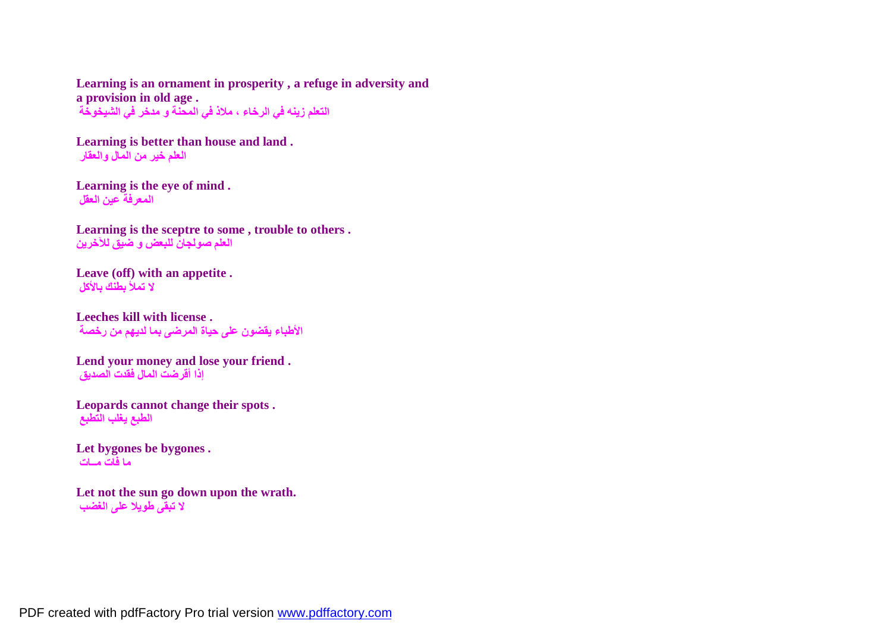**Learning is an ornament in prosperity , a refuge in adversity and a provision in old age .**
التعلم زينه في الرخاء ، ملاذ في المحنة و مدخر في الشيخوخة

**Learning is better than house and land .**
العلم خير من المال والعقار

**Learning is the eye of mind .**
المعرفة عين العقل

**Learning is the sceptre to some , trouble to others .**
العلم صولجان للبعض و ضيق للآخرين

**Leave (off) with an appetite .**
لا تملأ بطنك بالأكل

**Leeches kill with license .**
الأطباء يقضون على حياة المرضى بما لديهم من رخصة

**Lend your money and lose your friend .**
إذا أقرضت المال فقدت الصديق

**Leopards cannot change their spots .**
الطبع يغلب التطبع

**Let bygones be bygones .**
ما فات مــات

**Let not the sun go down upon the wrath.**
لا تبقى طويلا على الغضب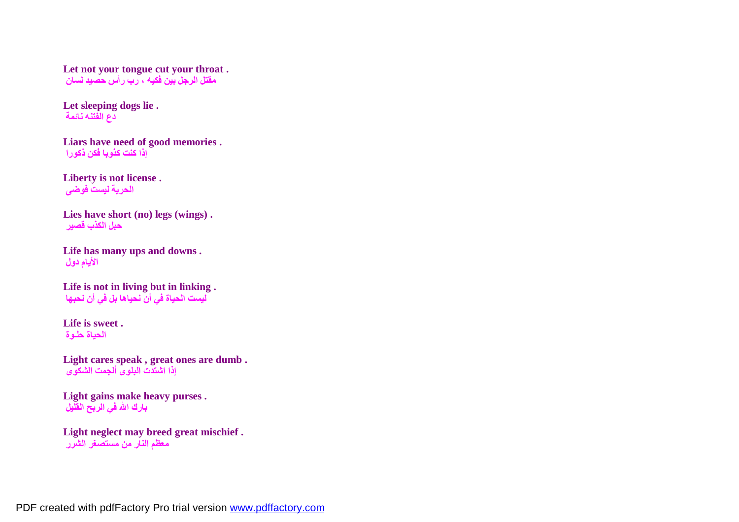**Let not your tongue cut your throat .**
مقتل الرجل بين فكيه ، رب رأس حصيد لسان

**Let sleeping dogs lie .**
دع الفتنه نائمة

**Liars have need of good memories .**
إذا كنت كذوبا فكن ذكورا

**Liberty is not license .**
الحرية ليست فوضى

**Lies have short (no) legs (wings) .**
حبل الكذب قصير

**Life has many ups and downs .**
الأيام دول

**Life is not in living but in linking .**
ليست الحياة في أن نحياها بل في أن نحبها

**Life is sweet .**
الحياة حلوة

**Light cares speak , great ones are dumb .**
إذا اشتدت البلوى ألجمت الشكوى

**Light gains make heavy purses .**
بارك الله في الربح القليل

**Light neglect may breed great mischief .**
معظم النار من مستصغر الشرر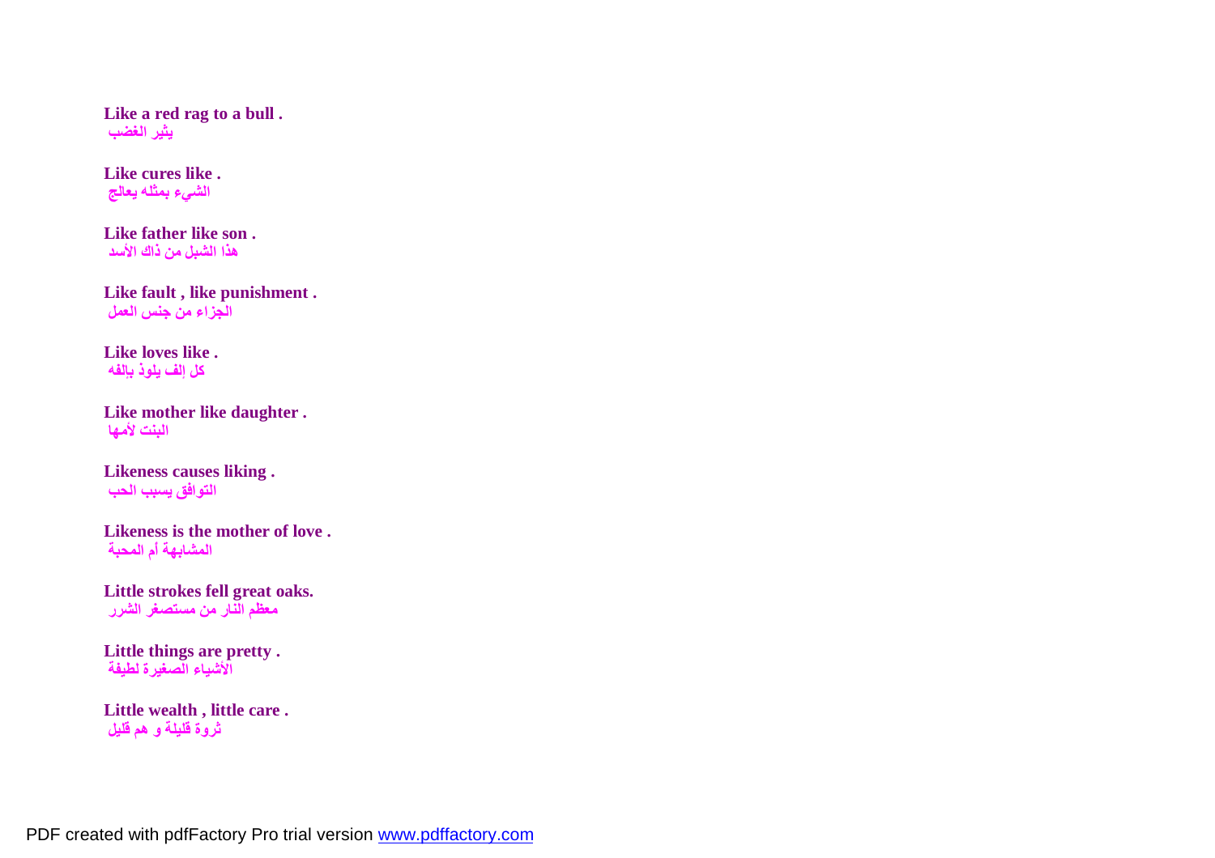**Like a red rag to a bull .**
**يثير الغضب**

**Like cures like .**
**الشيء بمثله يعالج**

**Like father like son .**
**هذا الشبل من ذاك الأسد**

**Like fault , like punishment .**
**الجزاء من جنس العمل**

**Like loves like .**
**كل إلف يلوذ بإلفه**

**Like mother like daughter .**
**البنت لأمها**

**Likeness causes liking .**
**التوافق يسبب الحب**

**Likeness is the mother of love .**
**المشابهة أم المحبة**

**Little strokes fell great oaks.**
**معظم النار من مستصغر الشرر**

**Little things are pretty .**
**الأشياء الصغيرة لطيفة**

**Little wealth , little care .**
**ثروة قليلة و هم قليل**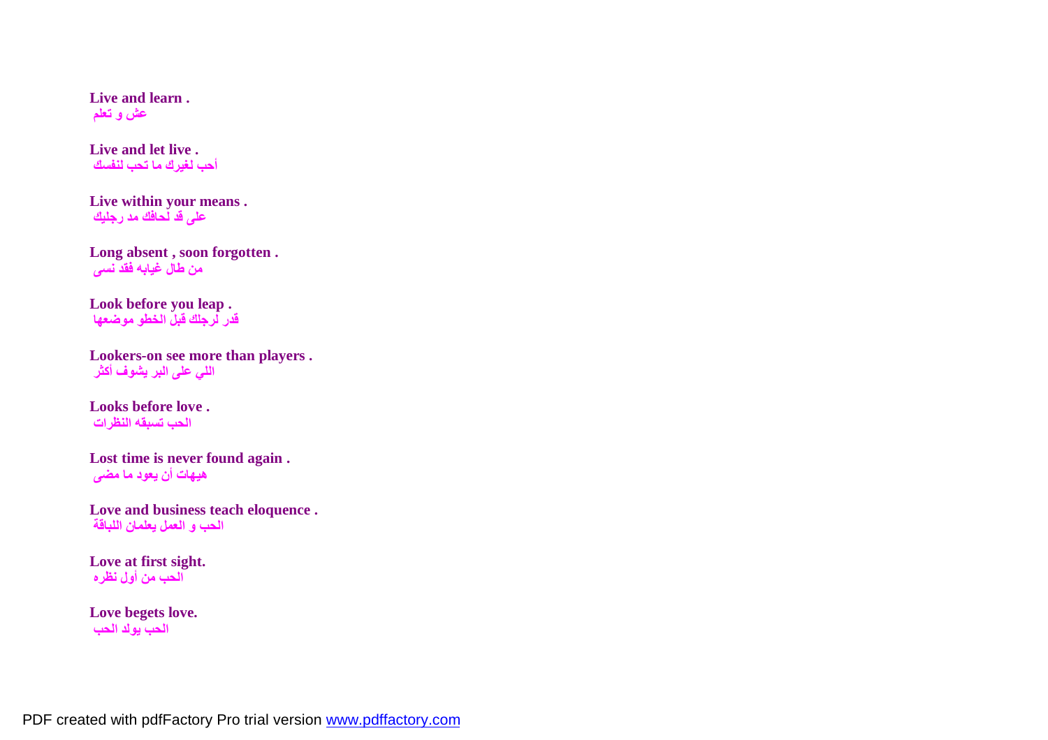**Live and learn .**
**عش و تعلم**

**Live and let live .**
**أحب لغيرك ما تحب لنفسك**

**Live within your means .**
**على قد لحافك مد رجليك**

**Long absent , soon forgotten .**
**من طال غيابه فقد نسى**

**Look before you leap .**
**قدر لرجلك قبل الخطو موضعها**

**Lookers-on see more than players .**
**اللي على البر يشوف أكثر**

**Looks before love .**
**الحب تسبقه النظرات**

**Lost time is never found again .**
**هيهات أن يعود ما مضى**

**Love and business teach eloquence .**
**الحب و العمل يعلمان اللباقة**

**Love at first sight.**
**الحب من أول نظره**

**Love begets love.**
**الحب يولد الحب**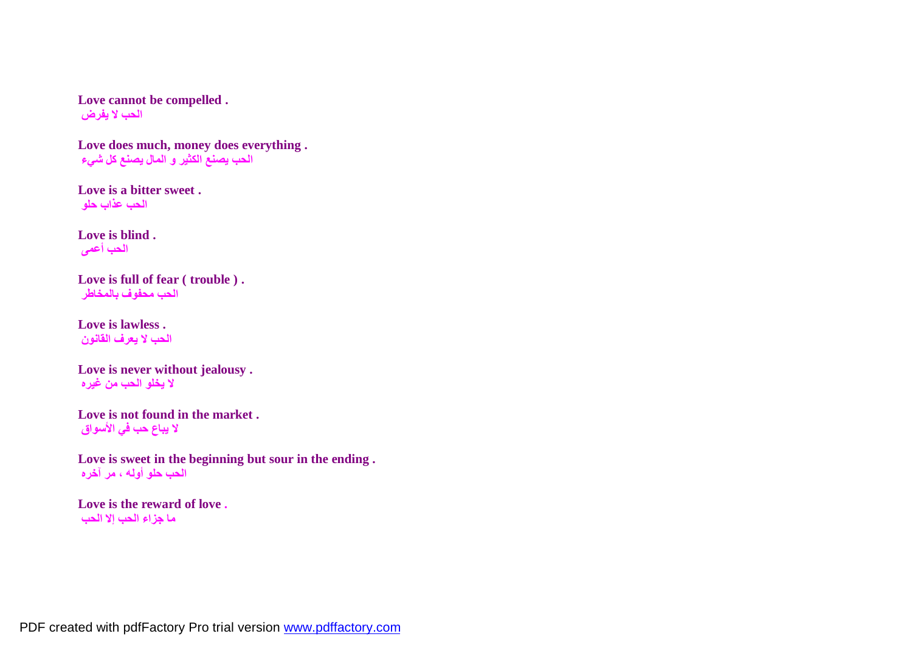**Love cannot be compelled .**
**الحب لا يفرض**

**Love does much, money does everything .**
**الحب يصنع الكثير و المال يصنع كل شيء**

**Love is a bitter sweet .**
**الحب عذاب حلو**

**Love is blind .**
**الحب أعمى**

**Love is full of fear ( trouble ) .**
**الحب محفوف بالمخاطر**

**Love is lawless .**
**الحب لا يعرف القانون**

**Love is never without jealousy .**
**لا يخلو الحب من غيره**

**Love is not found in the market .**
**لا يباع حب في الأسواق**

**Love is sweet in the beginning but sour in the ending .**
**الحب حلو أوله ، مر آخره**

**Love is the reward of love .**
**ما جزاء الحب إلا الحب**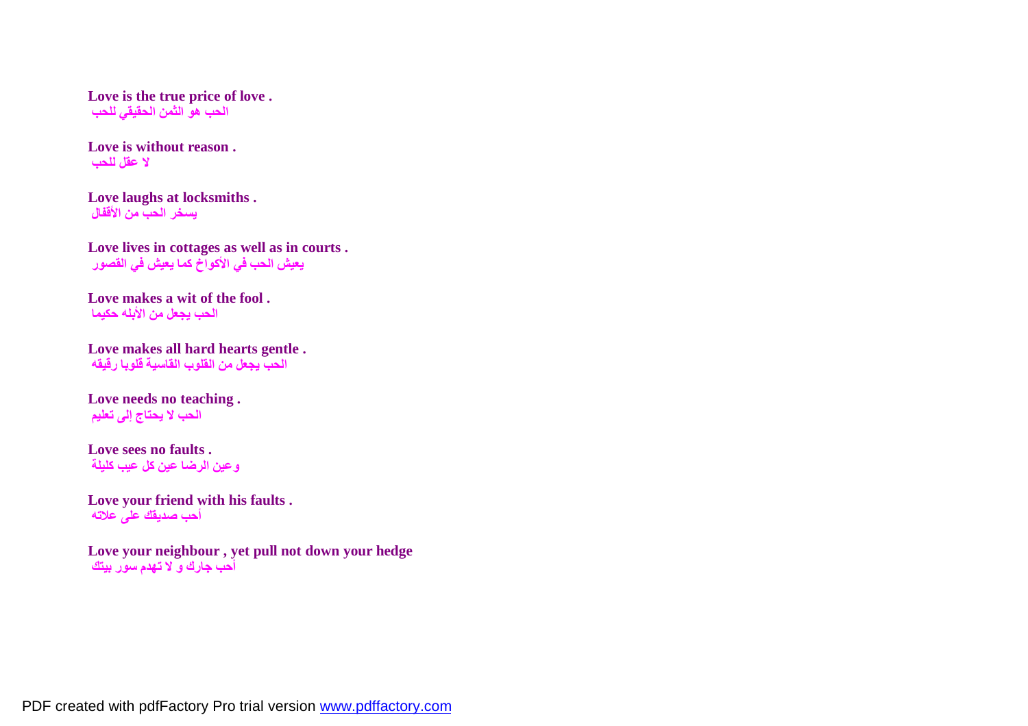**Love is the true price of love .**
الحب هو الثمن الحقيقي للحب

**Love is without reason .**
لا عقل للحب

**Love laughs at locksmiths .**
يسخر الحب من الأقفال

**Love lives in cottages as well as in courts .**
يعيش الحب في الأكواخ كما يعيش في القصور

**Love makes a wit of the fool .**
الحب يجعل من الأبله حكيما

**Love makes all hard hearts gentle .**
الحب يجعل من القلوب القاسية قلوبا رقيقه

**Love needs no teaching .**
الحب لا يحتاج إلى تعليم

**Love sees no faults .**
وعين الرضا عين كل عيب كليلة

**Love your friend with his faults .**
أحب صديقك على علاته

**Love your neighbour , yet pull not down your hedge**
أحب جارك و لا تهدم سور بيتك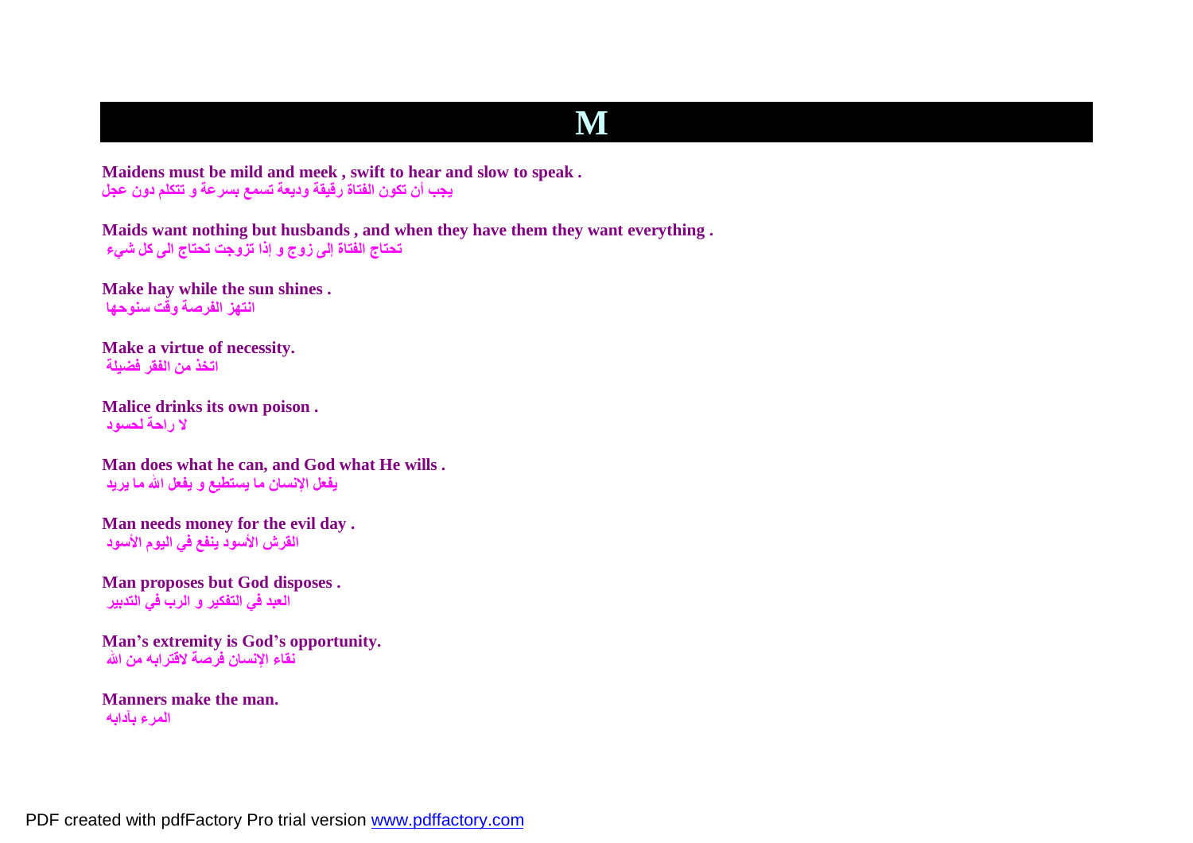# M

**Maidens must be mild and meek , swift to hear and slow to speak .**
**يجب أن تكون الفتاة رقيقة وديعة تسمع بسرعة و تتكلم دون عجل**

**Maids want nothing but husbands , and when they have them they want everything .**
**تحتاج الفتاة إلى زوج و إذا تزوجت تحتاج الى كل شيء**

**Make hay while the sun shines .**
**انتهز الفرصة وقت سنوحها**

**Make a virtue of necessity.**
**اتخذ من الفقر فضيلة**

**Malice drinks its own poison .**
**لا راحة لحسود**

**Man does what he can, and God what He wills .**
**يفعل الإنسان ما يستطيع و يفعل الله ما يريد**

**Man needs money for the evil day .**
**القرش الأسود ينفع في اليوم الأسود**

**Man proposes but God disposes .**
**العبد في التفكير و الرب في التدبير**

**Man's extremity is God's opportunity.**
**نقاء الإنسان فرصة لاقترابه من الله**

**Manners make the man.**
**المرء بآدابه**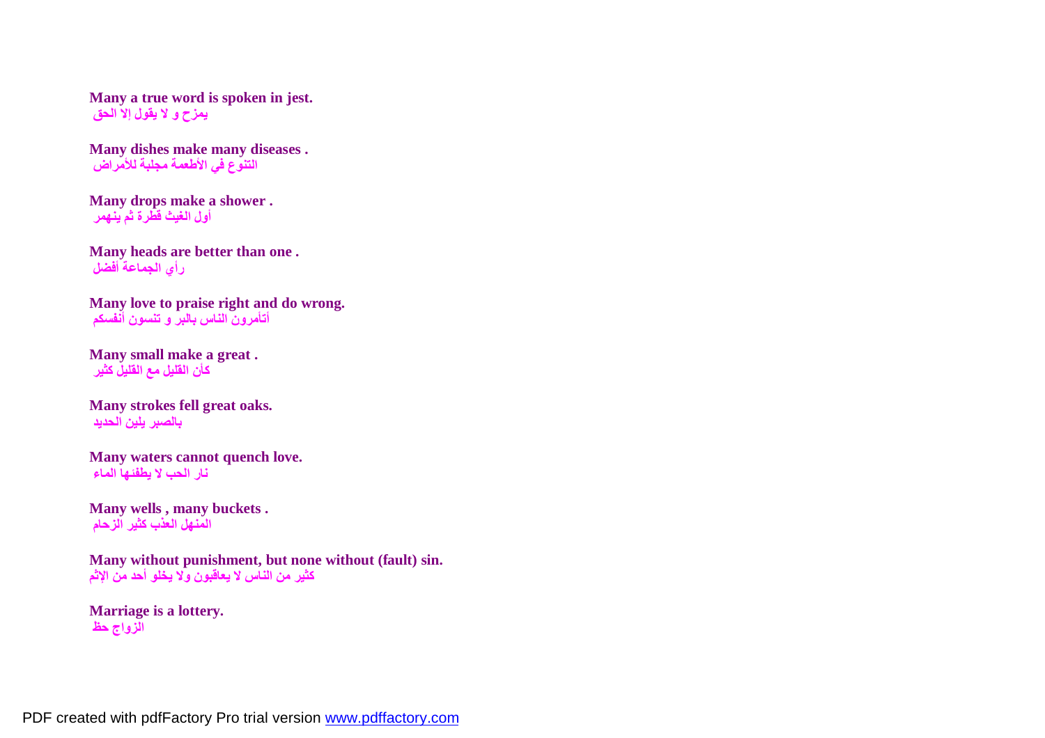**Many a true word is spoken in jest.**
يمزح و لا يقول إلا الحق

**Many dishes make many diseases .**
التنوع في الأطعمة مجلبة للأمراض

**Many drops make a shower .**
أول الغيث قطرة ثم ينهمر

**Many heads are better than one .**
رأي الجماعة أفضل

**Many love to praise right and do wrong.**
أتأمرون الناس بالبر و تنسون أنفسكم

**Many small make a great .**
كأن القليل مع القليل كثير

**Many strokes fell great oaks.**
بالصبر يلين الحديد

**Many waters cannot quench love.**
نار الحب لا يطفئها الماء

**Many wells , many buckets .**
المنهل العذب كثير الزحام

**Many without punishment, but none without (fault) sin.**
كثير من الناس لا يعاقبون ولا يخلو أحد من الإثم

**Marriage is a lottery.**
الزواج حظ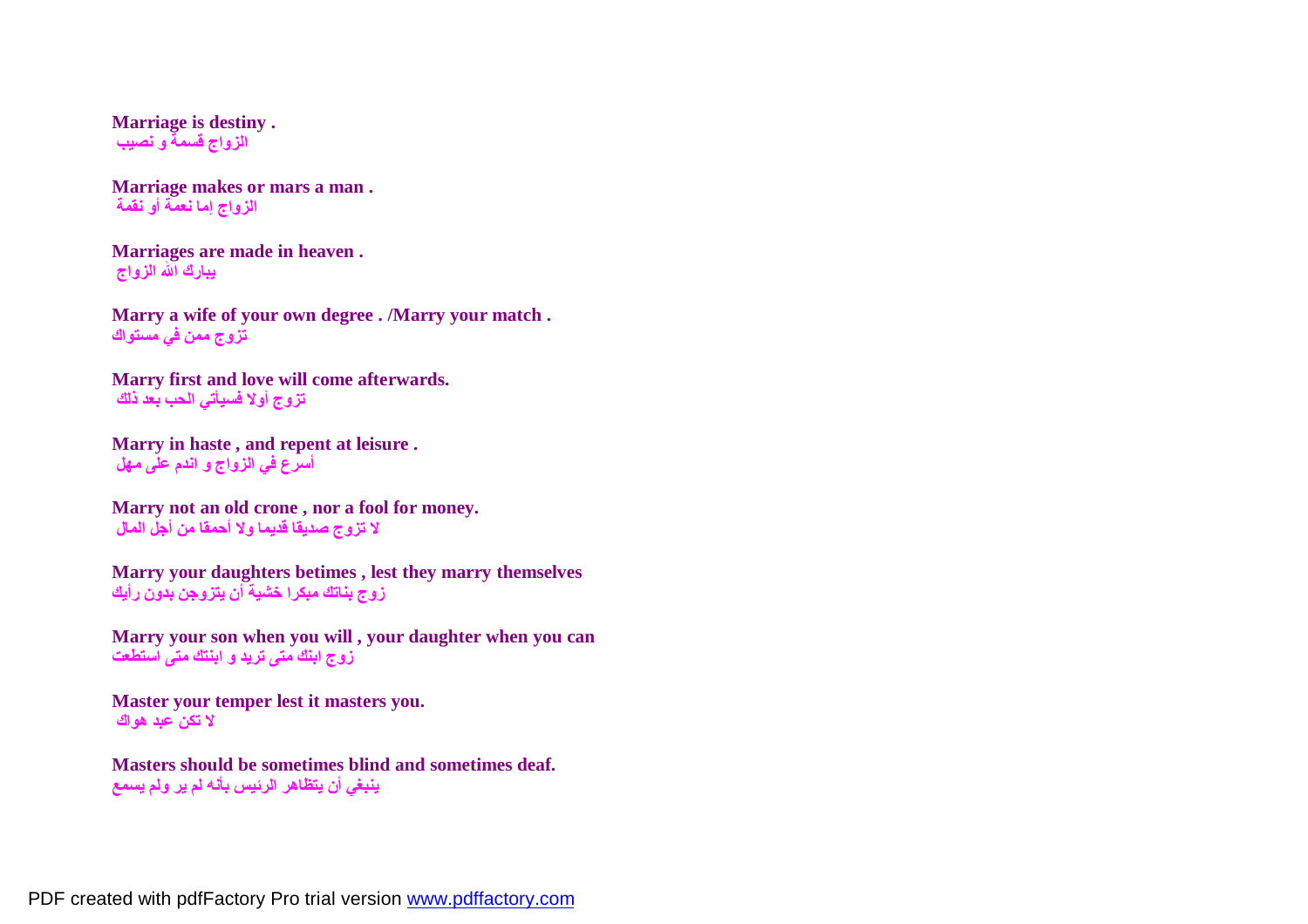**Marriage is destiny .**
**الزواج قسمة و نصيب**

**Marriage makes or mars a man .**
**الزواج إما نعمة أو نقمة**

**Marriages are made in heaven .**
**يبارك الله الزواج**

**Marry a wife of your own degree . /Marry your match .**
**تزوج ممن في مستواك**

**Marry first and love will come afterwards.**
**تزوج أولا فسيأتي الحب بعد ذلك**

**Marry in haste , and repent at leisure .**
**أسرع في الزواج و اندم على مهل**

**Marry not an old crone , nor a fool for money.**
**لا تزوج صديقا قديما ولا أحمقا من أجل المال**

**Marry your daughters betimes , lest they marry themselves**
**زوج بناتك مبكرا خشية أن يتزوجن بدون رأيك**

**Marry your son when you will , your daughter when you can**
**زوج ابنك متى تريد و ابنتك متى استطعت**

**Master your temper lest it masters you.**
**لا تكن عبد هواك**

**Masters should be sometimes blind and sometimes deaf.**
**ينبغي أن يتظاهر الرئيس بأنه لم ير ولم يسمع**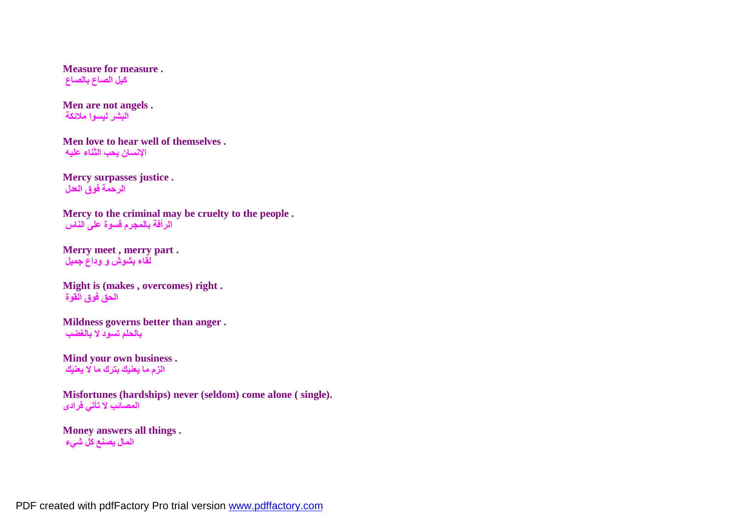**Measure for measure .**
**كيل الصاع بالصاع**

**Men are not angels .**
**البشر ليسوا ملائكة**

**Men love to hear well of themselves .**
**الإنسان يحب الثناء عليه**

**Mercy surpasses justice .**
**الرحمة فوق العدل**

**Mercy to the criminal may be cruelty to the people .**
**الرأفة بالمجرم قسوة على الناس**

**Merry meet , merry part .**
**لقاء بشوش و وداع جميل**

**Might is (makes , overcomes) right .**
**الحق فوق القوة**

**Mildness governs better than anger .**
**بالحلم تسود لا بالغضب**

**Mind your own business .**
**الزم ما يعنيك بترك ما لا يعنيك**

**Misfortunes (hardships) never (seldom) come alone ( single).**
**المصائب لا تأتي فرادى**

**Money answers all things .**
**المال يصنع كل شيء**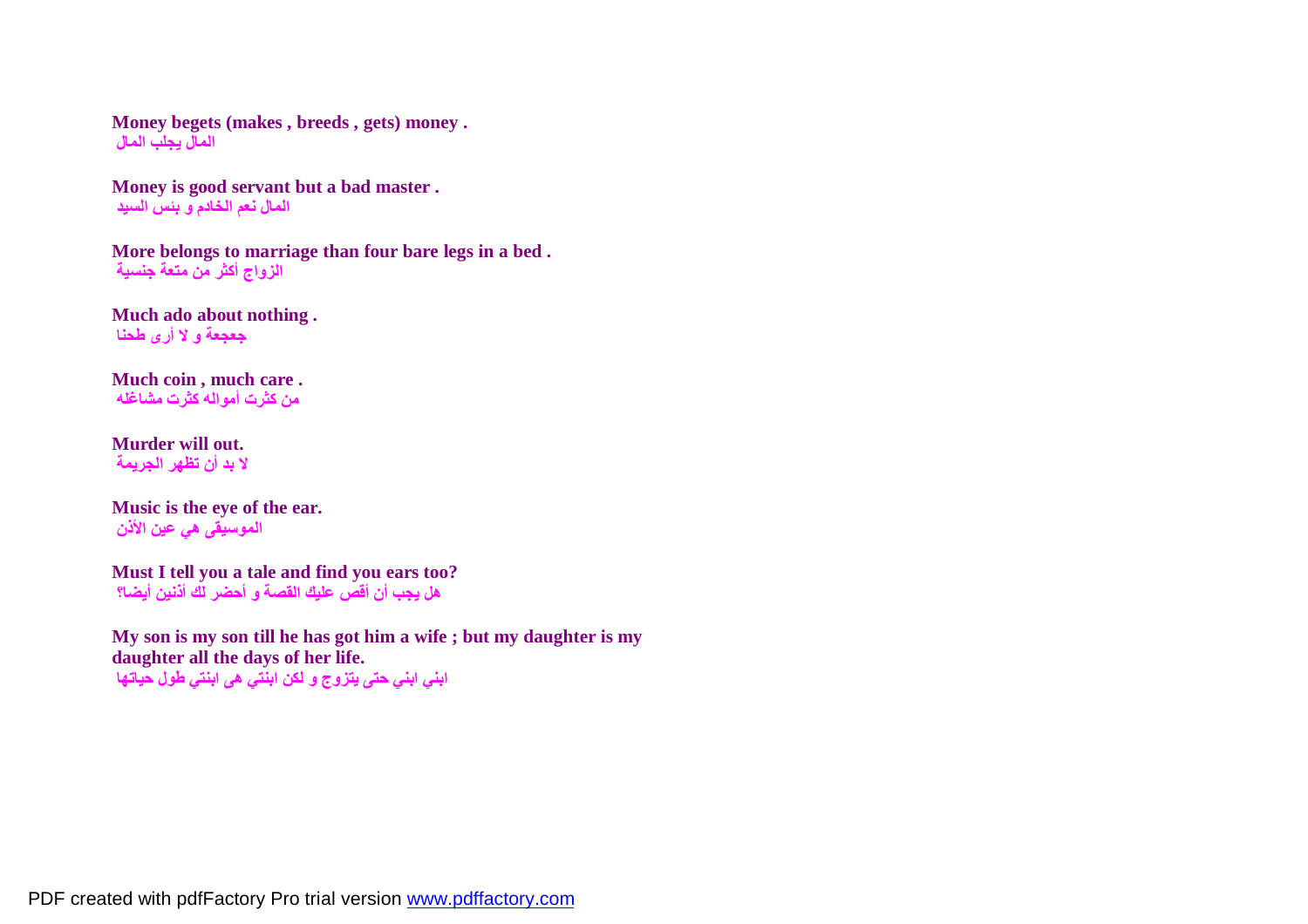**Money begets (makes , breeds , gets) money .**
المال يجلب المال

**Money is good servant but a bad master .**
المال نعم الخادم و بئس السيد

**More belongs to marriage than four bare legs in a bed .**
الزواج أكثر من متعة جنسية

**Much ado about nothing .**
جعجعة و لا أرى طحنا

**Much coin , much care .**
من كثرت أمواله كثرت مشاغله

**Murder will out.**
لا بد أن تظهر الجريمة

**Music is the eye of the ear.**
الموسيقى هي عين الأذن

**Must I tell you a tale and find you ears too?**
هل يجب أن أقص عليك القصة و أحضر لك أذنين أيضا؟

**My son is my son till he has got him a wife ; but my daughter is my daughter all the days of her life.**
ابني ابني حتى يتزوج و لكن ابنتي هى ابنتي طول حياتها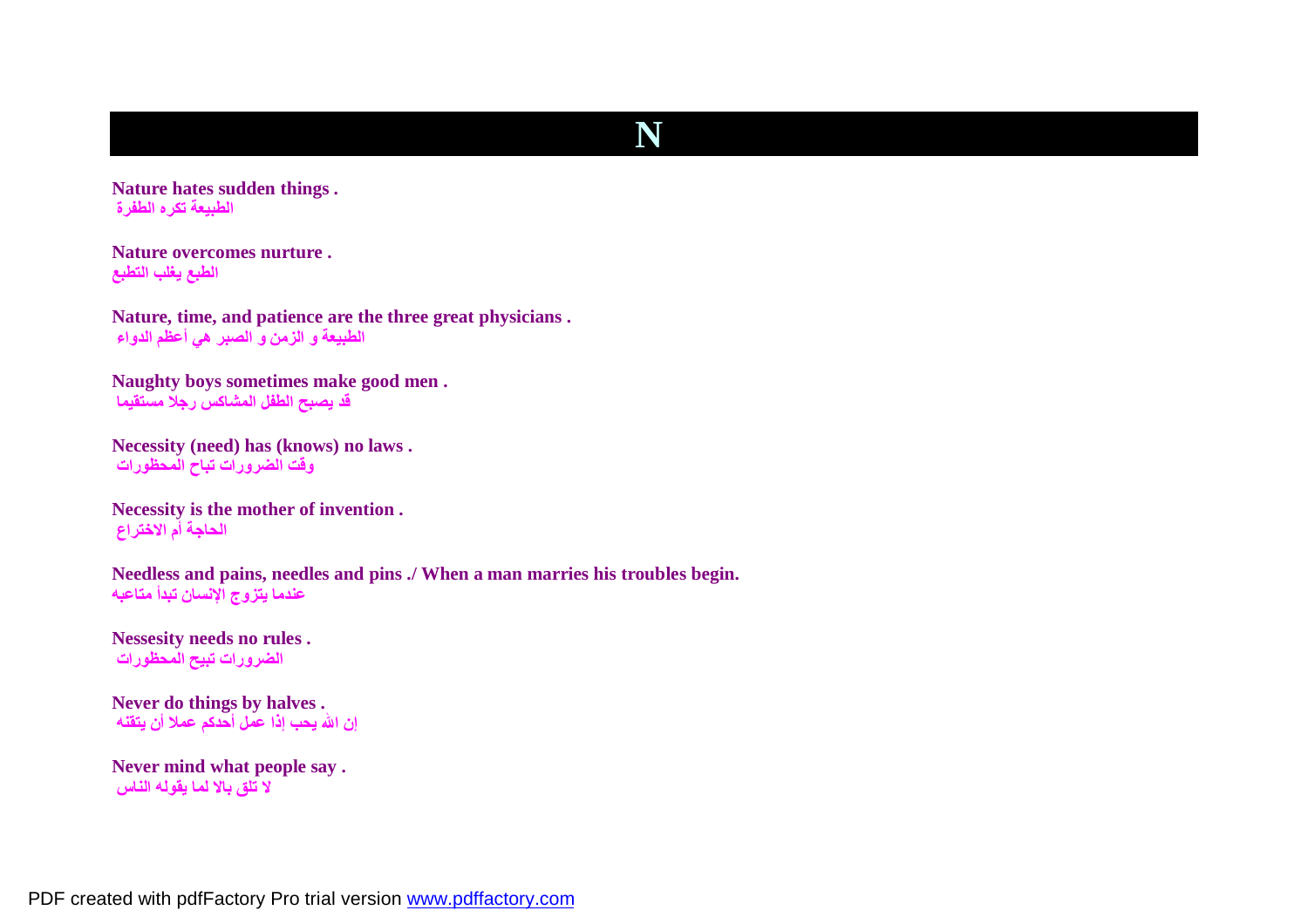# N

**Nature hates sudden things .**
**الطبيعة تكره الطفرة**

**Nature overcomes nurture .**
**الطبع يغلب التطبع**

**Nature, time, and patience are the three great physicians .**
**الطبيعة و الزمن و الصبر هي أعظم الدواء**

**Naughty boys sometimes make good men .**
**قد يصبح الطفل المشاكس رجلا مستقيما**

**Necessity (need) has (knows) no laws .**
**وقت الضرورات تباح المحظورات**

**Necessity is the mother of invention .**
**الحاجة أم الاختراع**

**Needless and pains, needles and pins ./ When a man marries his troubles begin.**
**عندما يتزوج الإنسان تبدأ متاعبه**

**Nessesity needs no rules .**
**الضرورات تبيح المحظورات**

**Never do things by halves .**
**إن الله يحب إذا عمل أحدكم عملا أن يتقنه**

**Never mind what people say .**
**لا تلق بالا لما يقوله الناس**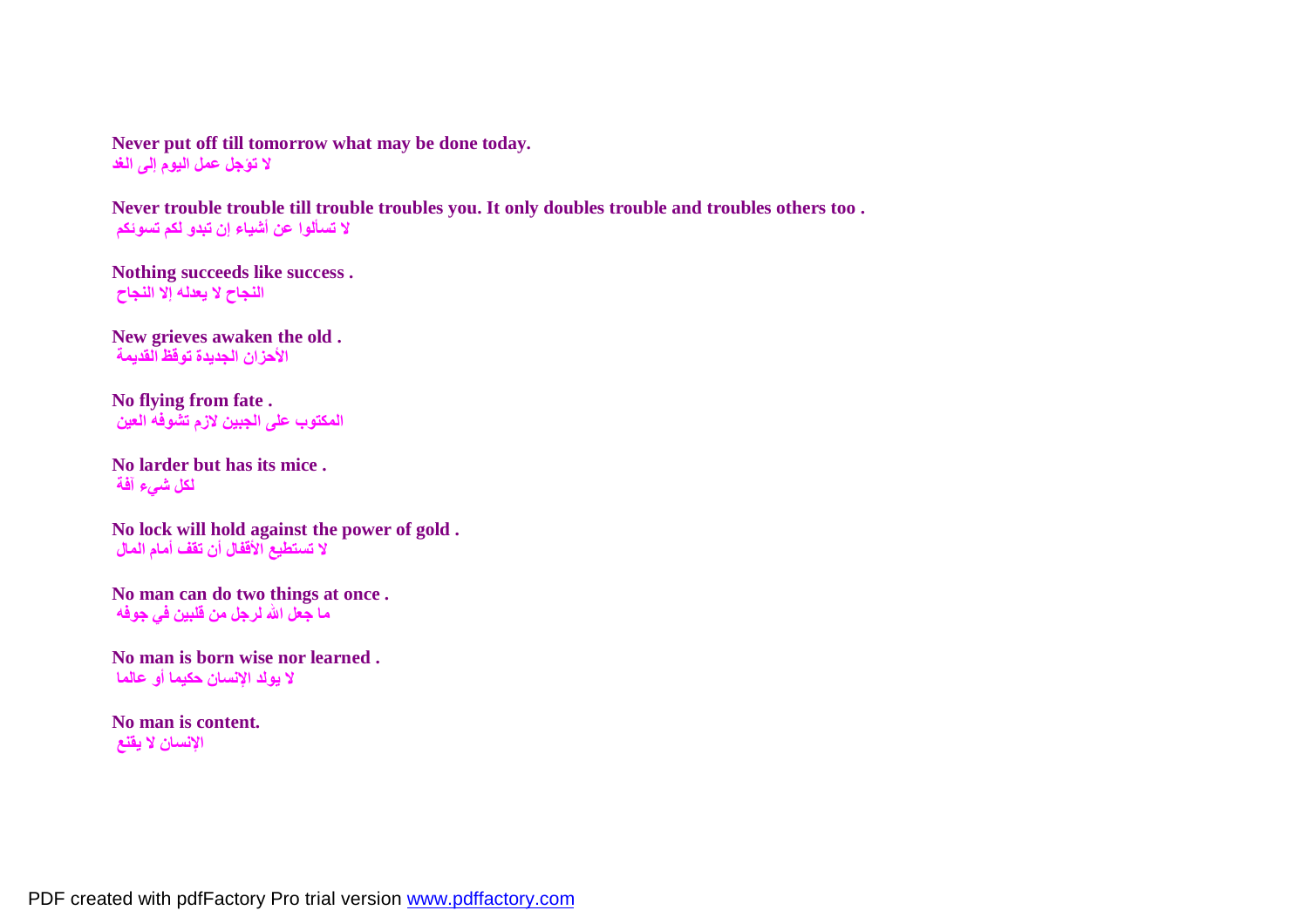**Never put off till tomorrow what may be done today.**
**لا تؤجل عمل اليوم إلى الغد**

**Never trouble trouble till trouble troubles you. It only doubles trouble and troubles others too .**
**لا تسألوا عن أشياء إن تبدو لكم تسوئكم**

**Nothing succeeds like success .**
**النجاح لا يعدله إلا النجاح**

**New grieves awaken the old .**
**الأحزان الجديدة توقظ القديمة**

**No flying from fate .**
**المكتوب على الجبين لازم تشوفه العين**

**No larder but has its mice .**
**لكل شيء آفة**

**No lock will hold against the power of gold .**
**لا تستطيع الأقفال أن تقف أمام المال**

**No man can do two things at once .**
**ما جعل الله لرجل من قلبين في جوفه**

**No man is born wise nor learned .**
**لا يولد الإنسان حكيما أو عالما**

**No man is content.**
**الإنسان لا يقنع**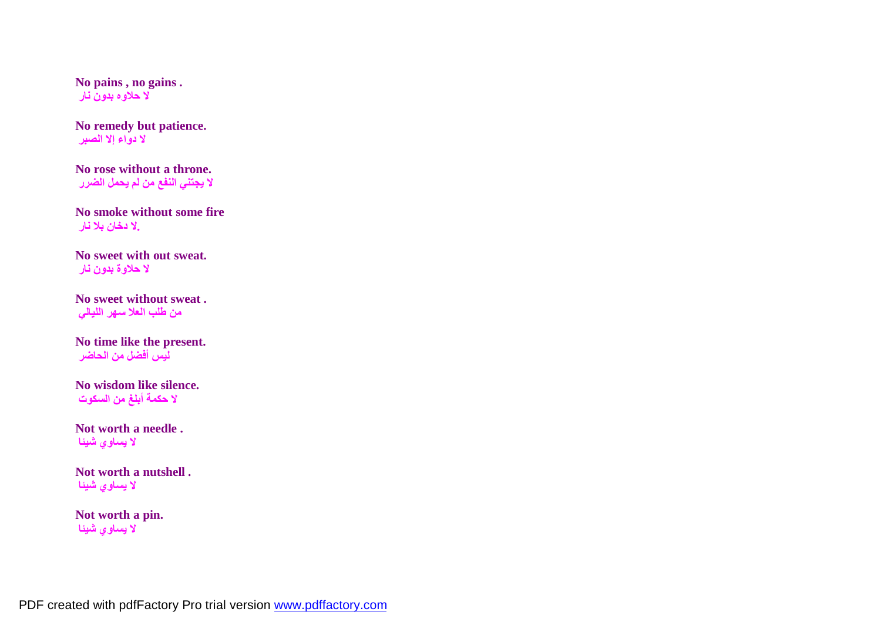**No pains , no gains .**
لا حلاوه بدون نار

**No remedy but patience.**
لا دواء إلا الصبر

**No rose without a throne.**
لا يجتني النفع من لم يحمل الضرر

**No smoke without some fire**
لا دخان بلا نار.

**No sweet with out sweat.**
لا حلاوة بدون نار

**No sweet without sweat .**
من طلب العلا سهر الليالي

**No time like the present.**
ليس أفضل من الحاضر

**No wisdom like silence.**
لا حكمة أبلغ من السكوت

**Not worth a needle .**
لا يساوي شيئا

**Not worth a nutshell .**
لا يساوي شيئا

**Not worth a pin.**
لا يساوي شيئا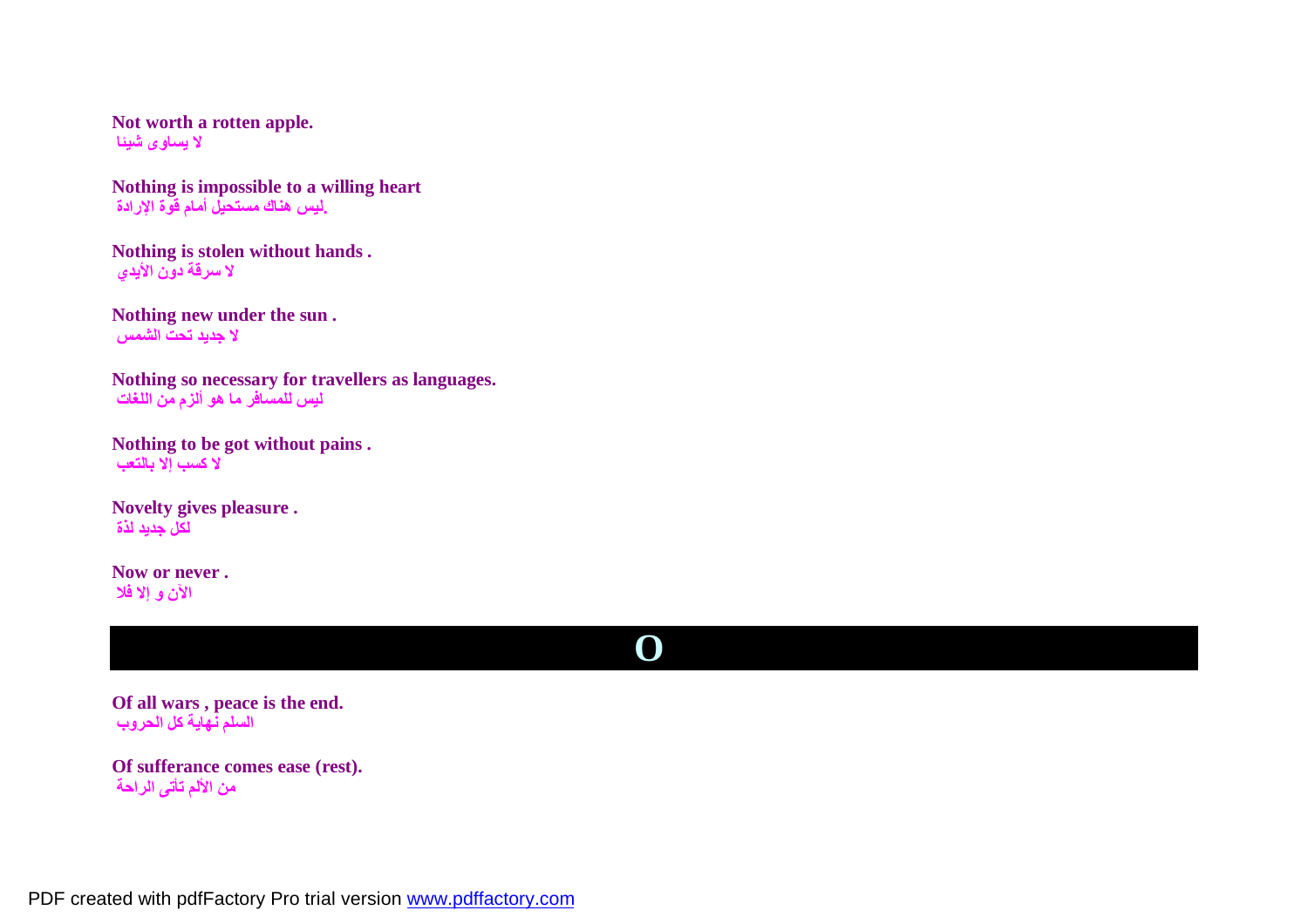**Not worth a rotten apple.**
لا يساوى شيئا

**Nothing is impossible to a willing heart**
ليس هناك مستحيل أمام قوة الإرادة.

**Nothing is stolen without hands .**
لا سرقة دون الأيدي

**Nothing new under the sun .**
لا جديد تحت الشمس

**Nothing so necessary for travellers as languages.**
ليس للمسافر ما هو ألزم من اللغات

**Nothing to be got without pains .**
لا كسب إلا بالتعب

**Novelty gives pleasure .**
لكل جديد لذة

**Now or never .**
الآن و إلا فلا

## O

**Of all wars , peace is the end.**
السلم نهاية كل الحروب

**Of sufferance comes ease (rest).**
من الألم تأتى الراحة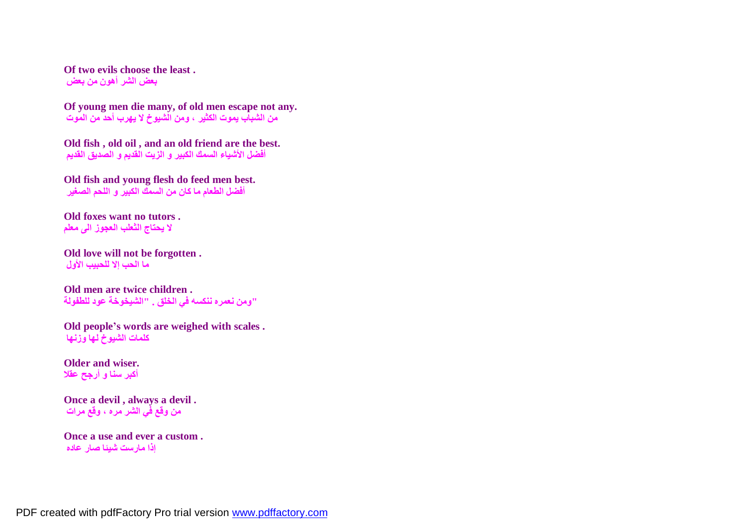**Of two evils choose the least .**
**بعض الشر أهون من بعض**

**Of young men die many, of old men escape not any.**
**من الشباب يموت الكثير ، ومن الشيوخ لا يهرب أحد من الموت**

**Old fish , old oil , and an old friend are the best.**
**أفضل الأشياء السمك الكبير و الزيت القديم و الصديق القديم**

**Old fish and young flesh do feed men best.**
**أفضل الطعام ما كان من السمك الكبير و اللحم الصغير**

**Old foxes want no tutors .**
**لا يحتاج الثعلب العجوز الى معلم**

**Old love will not be forgotten .**
**ما الحب إلا للحبيب الأول**

**Old men are twice children .**
**"ومن نعمره ننكسه في الخلق . "الشيخوخة عود للطفولة**

**Old people's words are weighed with scales .**
**كلمات الشيوخ لها وزنها**

**Older and wiser.**
**أكبر سنا و أرجح عقلا**

**Once a devil , always a devil .**
**من وقع في الشر مره ، وقع مرات**

**Once a use and ever a custom .**
**إذا مارست شيئا صار عاده**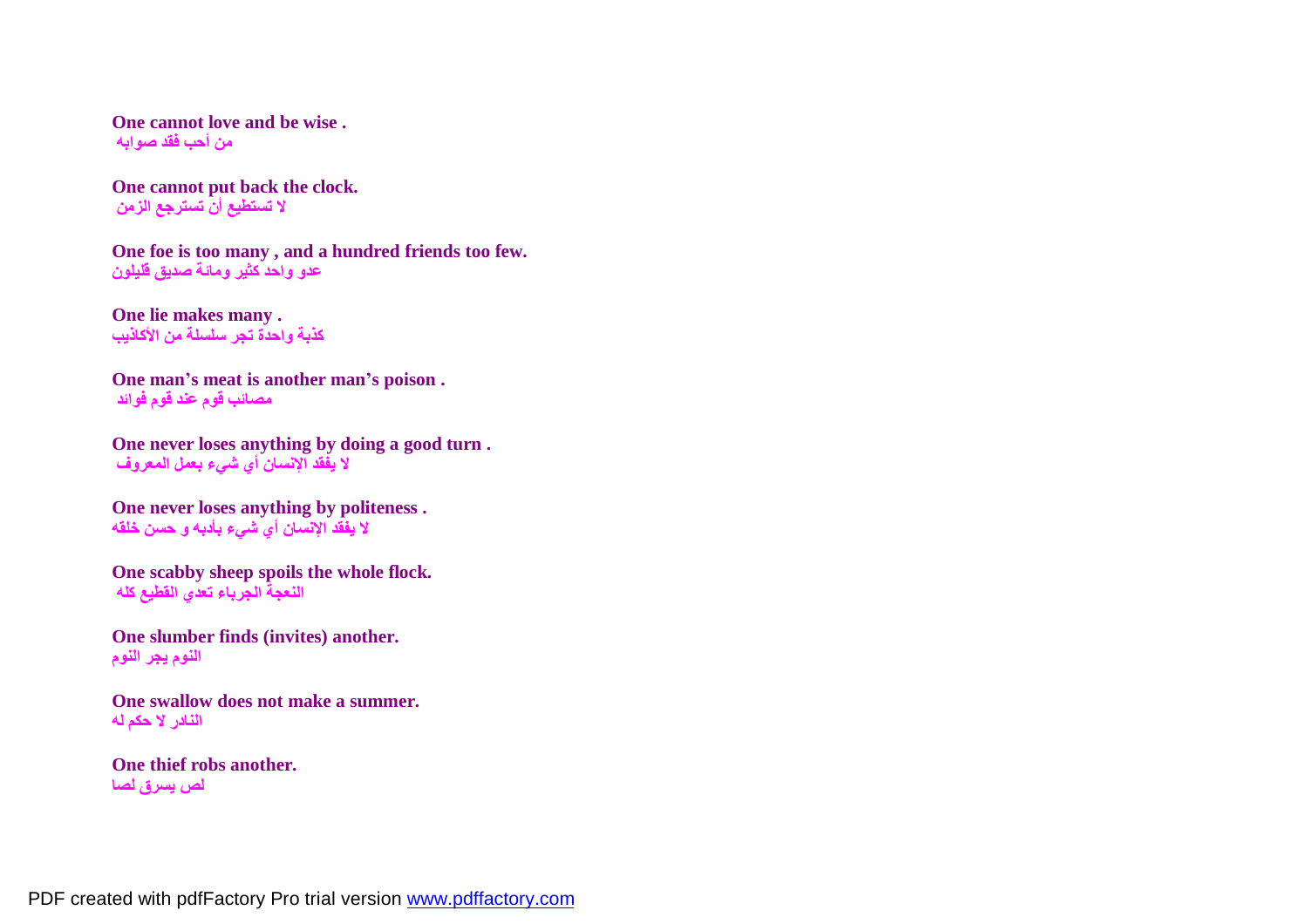**One cannot love and be wise .**
**من أحب فقد صوابه**

**One cannot put back the clock.**
**لا تستطيع أن تسترجع الزمن**

**One foe is too many , and a hundred friends too few.**
**عدو واحد كثير ومائة صديق قليلون**

**One lie makes many .**
**كذبة واحدة تجر سلسلة من الأكاذيب**

**One man's meat is another man's poison .**
**مصائب قوم عند قوم فوائد**

**One never loses anything by doing a good turn .**
**لا يفقد الإنسان أي شيء بعمل المعروف**

**One never loses anything by politeness .**
**لا يفقد الإنسان أي شيء بأدبه و حسن خلقه**

**One scabby sheep spoils the whole flock.**
**النعجة الجرباء تعدي القطيع كله**

**One slumber finds (invites) another.**
**النوم يجر النوم**

**One swallow does not make a summer.**
**النادر لا حكم له**

**One thief robs another.**
**لص يسرق لصا**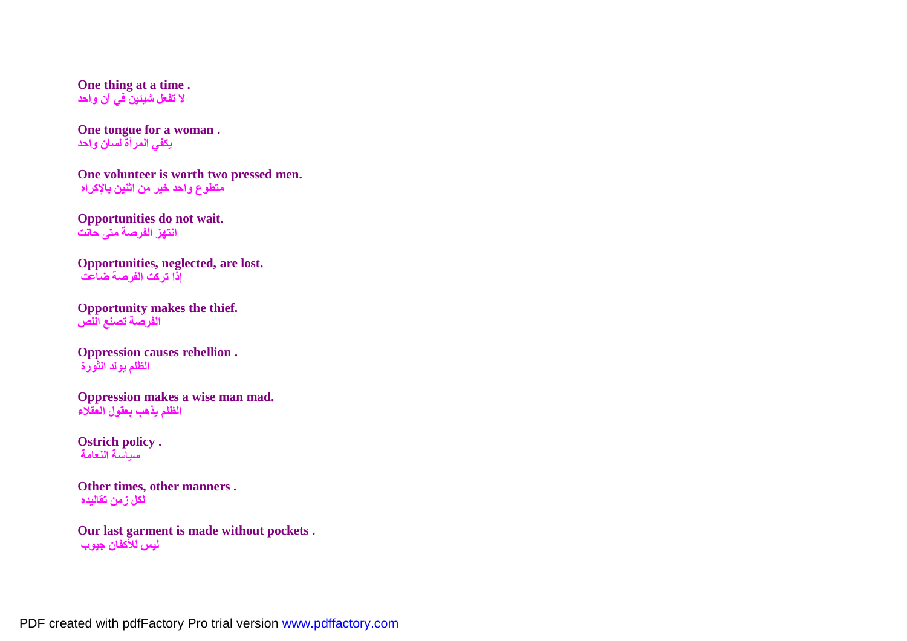**One thing at a time .**
**لا تفعل شيئين في آن واحد**

**One tongue for a woman .**
**يكفي المرأة لسان واحد**

**One volunteer is worth two pressed men.**
**متطوع واحد خير من اثنين بالإكراه**

**Opportunities do not wait.**
**انتهز الفرصة متى حانت**

**Opportunities, neglected, are lost.**
**إذا تركت الفرصة ضاعت**

**Opportunity makes the thief.**
**الفرصة تصنع اللص**

**Oppression causes rebellion .**
**الظلم يولد الثورة**

**Oppression makes a wise man mad.**
**الظلم يذهب بعقول العقلاء**

**Ostrich policy .**
**سياسة النعامة**

**Other times, other manners .**
**لكل زمن تقاليده**

**Our last garment is made without pockets .**
**ليس للأكفان جيوب**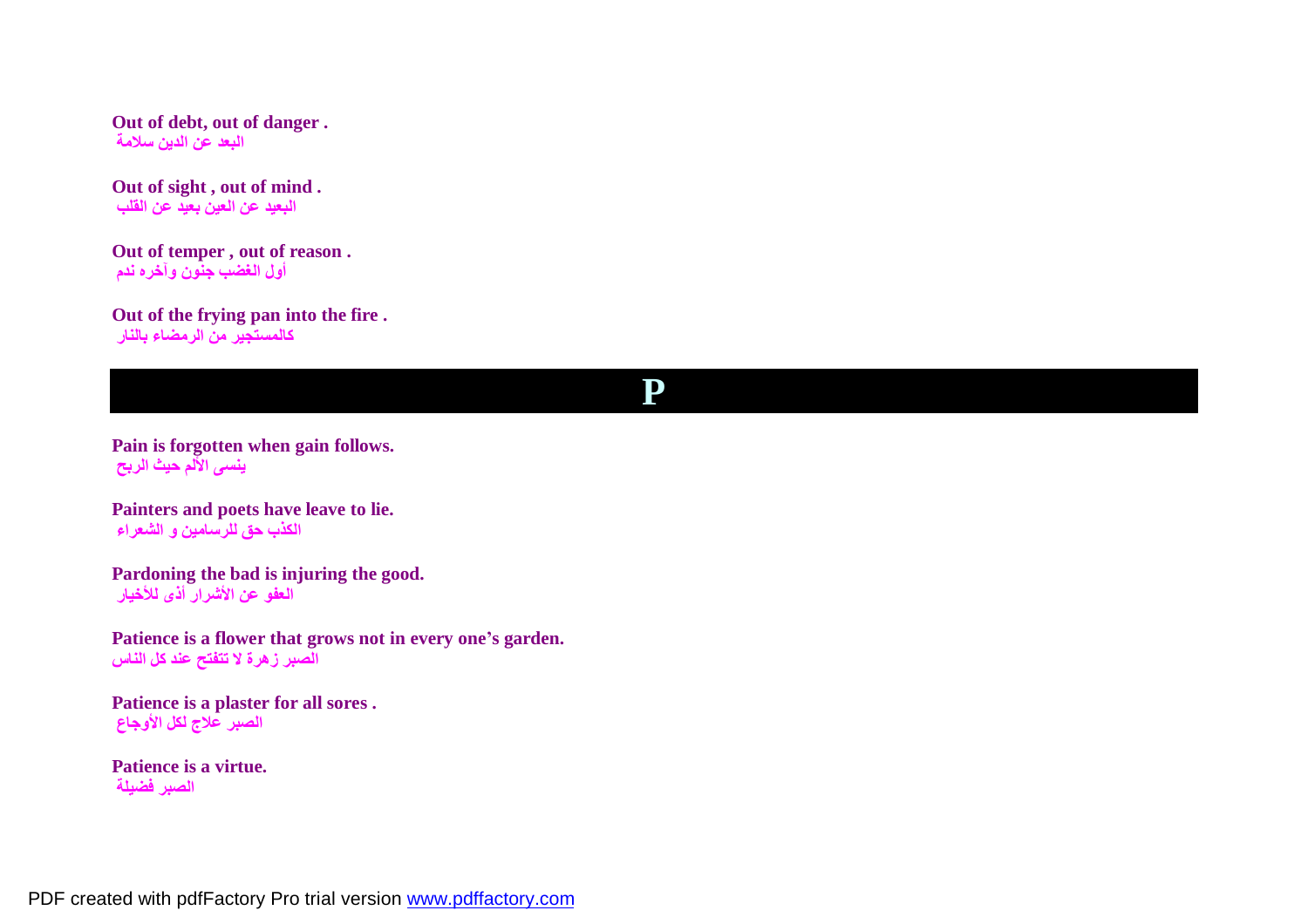**Out of debt, out of danger .**
البعد عن الدين سلامة

**Out of sight , out of mind .**
البعيد عن العين بعيد عن القلب

**Out of temper , out of reason .**
أول الغضب جنون وآخره ندم

**Out of the frying pan into the fire .**
كالمستجير من الرمضاء بالنار

# P

**Pain is forgotten when gain follows.**
ينسى الألم حيث الربح

**Painters and poets have leave to lie.**
الكذب حق للرسامين و الشعراء

**Pardoning the bad is injuring the good.**
العفو عن الأشرار أذى للأخيار

**Patience is a flower that grows not in every one's garden.**
الصبر زهرة لا تتفتح عند كل الناس

**Patience is a plaster for all sores .**
الصبر علاج لكل الأوجاع

**Patience is a virtue.**
الصبر فضيلة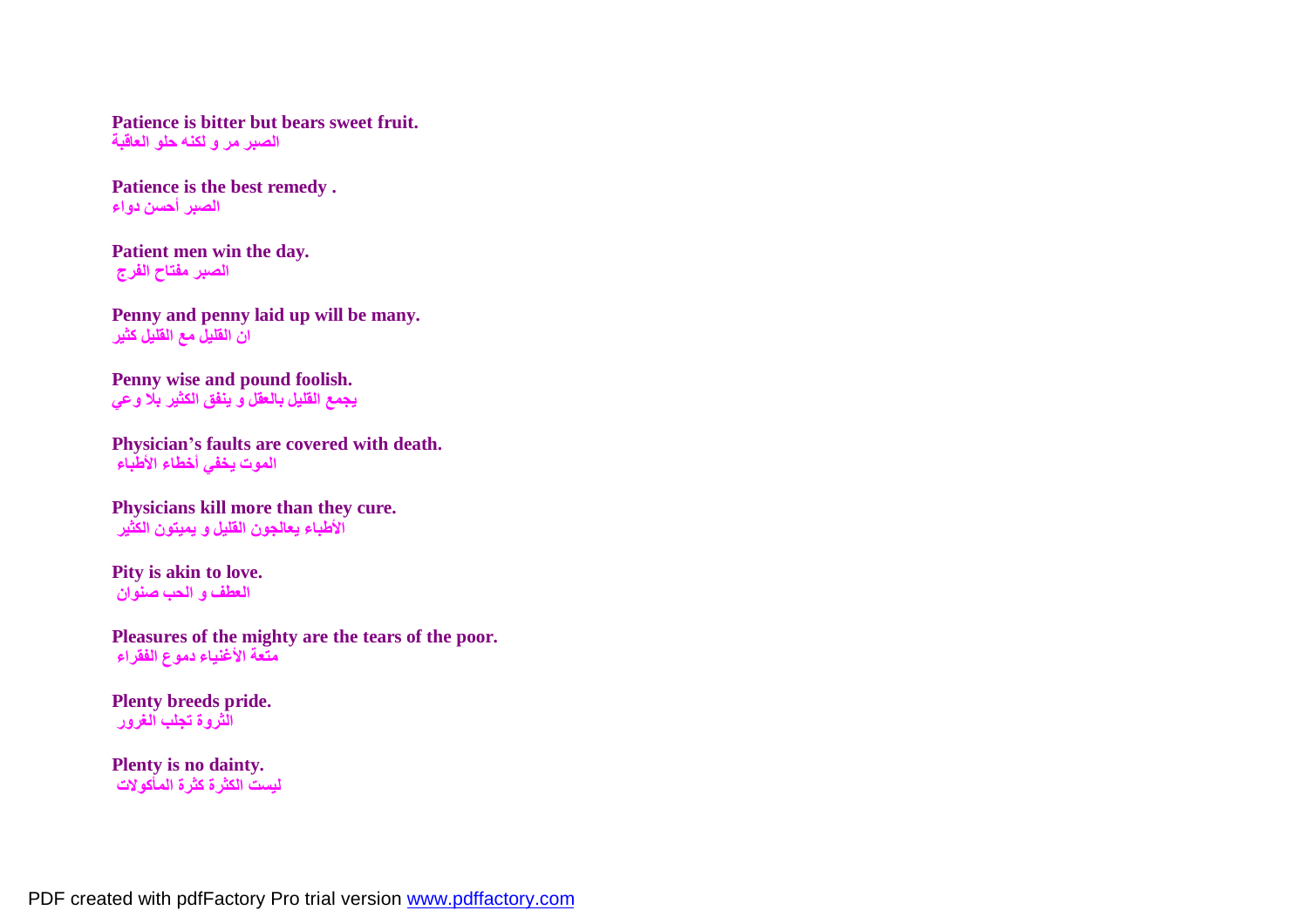**Patience is bitter but bears sweet fruit.**
**الصبر مر و لكنه حلو العاقبة**

**Patience is the best remedy .**
**الصبر أحسن دواء**

**Patient men win the day.**
**الصبر مفتاح الفرج**

**Penny and penny laid up will be many.**
**ان القليل مع القليل كثير**

**Penny wise and pound foolish.**
**يجمع القليل بالعقل و ينفق الكثير بلا وعي**

**Physician's faults are covered with death.**
**الموت يخفي أخطاء الأطباء**

**Physicians kill more than they cure.**
**الأطباء يعالجون القليل و يميتون الكثير**

**Pity is akin to love.**
**العطف و الحب صنوان**

**Pleasures of the mighty are the tears of the poor.**
**متعة الأغنياء دموع الفقراء**

**Plenty breeds pride.**
**الثروة تجلب الغرور**

**Plenty is no dainty.**
**ليست الكثرة كثرة المأكولات**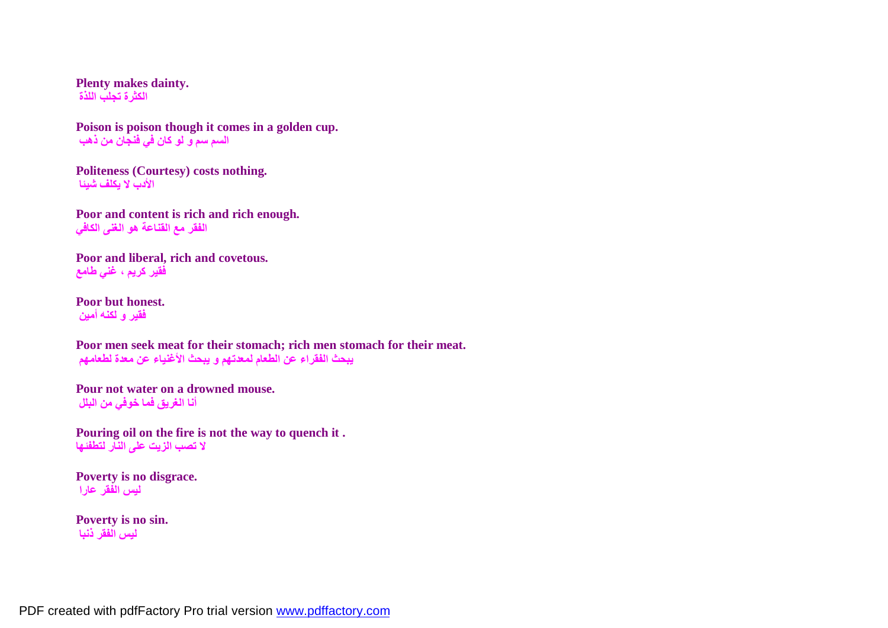**Plenty makes dainty.**
الكثرة تجلب اللذة

**Poison is poison though it comes in a golden cup.**
السم سم و لو كان في فنجان من ذهب

**Politeness (Courtesy) costs nothing.**
الأدب لا يكلف شيئا

**Poor and content is rich and rich enough.**
الفقر مع القناعة هو الغنى الكافي

**Poor and liberal, rich and covetous.**
فقير كريم ، غني طامع

**Poor but honest.**
فقير و لكنه أمين

**Poor men seek meat for their stomach; rich men stomach for their meat.**
يبحث الفقراء عن الطعام لمعدتهم و يبحث الأغنياء عن معدة لطعامهم

**Pour not water on a drowned mouse.**
أنا الغريق فما خوفي من البلل

**Pouring oil on the fire is not the way to quench it .**
لا تصب الزيت على النار لتطفئها

**Poverty is no disgrace.**
ليس الفقر عارا

**Poverty is no sin.**
ليس الفقر ذنبا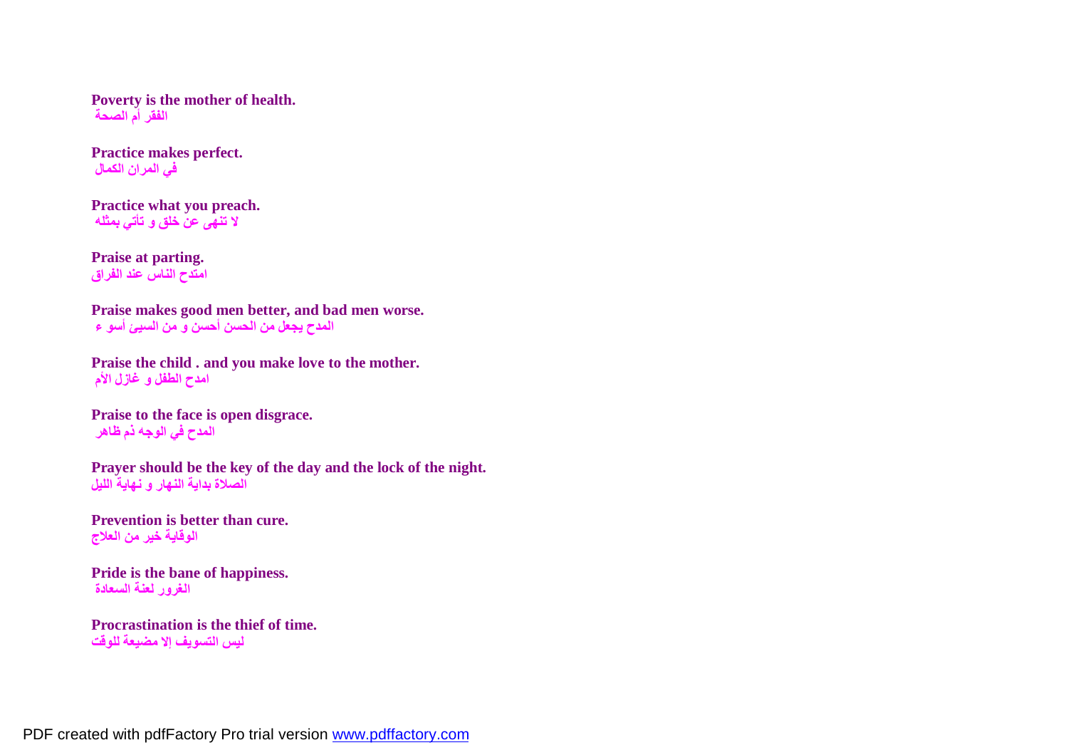**Poverty is the mother of health.**
**الفقر أم الصحة**

**Practice makes perfect.**
**في المران الكمال**

**Practice what you preach.**
**لا تنهى عن خلق و تأتي بمثله**

**Praise at parting.**
**امتدح الناس عند الفراق**

**Praise makes good men better, and bad men worse.**
**المدح يجعل من الحسن أحسن و من السيئ أسو ء**

**Praise the child . and you make love to the mother.**
**امدح الطفل و غازل الأم**

**Praise to the face is open disgrace.**
**المدح في الوجه ذم ظاهر**

**Prayer should be the key of the day and the lock of the night.**
**الصلاة بداية النهار و نهاية الليل**

**Prevention is better than cure.**
**الوقاية خير من العلاج**

**Pride is the bane of happiness.**
**الغرور لعنة السعادة**

**Procrastination is the thief of time.**
**ليس التسويف إلا مضيعة للوقت**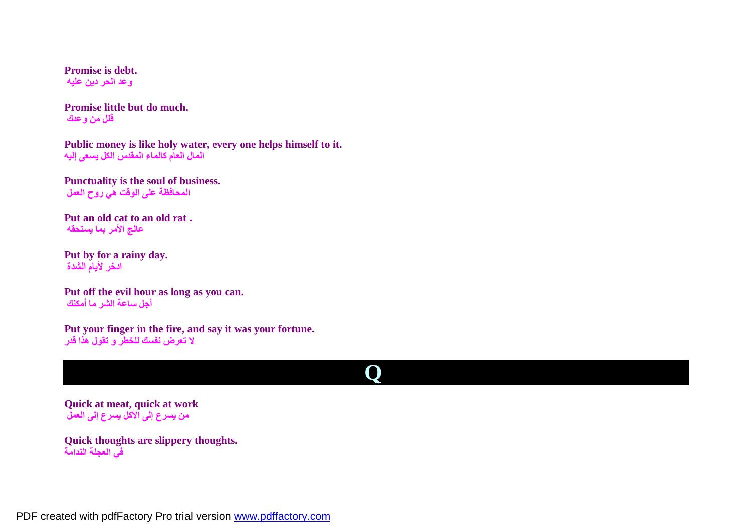**Promise is debt.**
**وعد الحر دين عليه**

**Promise little but do much.**
**قلل من وعدك**

**Public money is like holy water, every one helps himself to it.**
**المال العام كالماء المقدس الكل يسعى إليه**

**Punctuality is the soul of business.**
**المحافظة على الوقت هي روح العمل**

**Put an old cat to an old rat .**
**عالج الأمر بما يستحقه**

**Put by for a rainy day.**
**ادخر لأيام الشدة**

**Put off the evil hour as long as you can.**
**أجل ساعة الشر ما أمكنك**

**Put your finger in the fire, and say it was your fortune.**
**لا تعرض نفسك للخطر و تقول هذا قدر**

# Q

**Quick at meat, quick at work**
**من يسرع إلى الأكل يسرع إلى العمل**

**Quick thoughts are slippery thoughts.**
**في العجلة الندامة**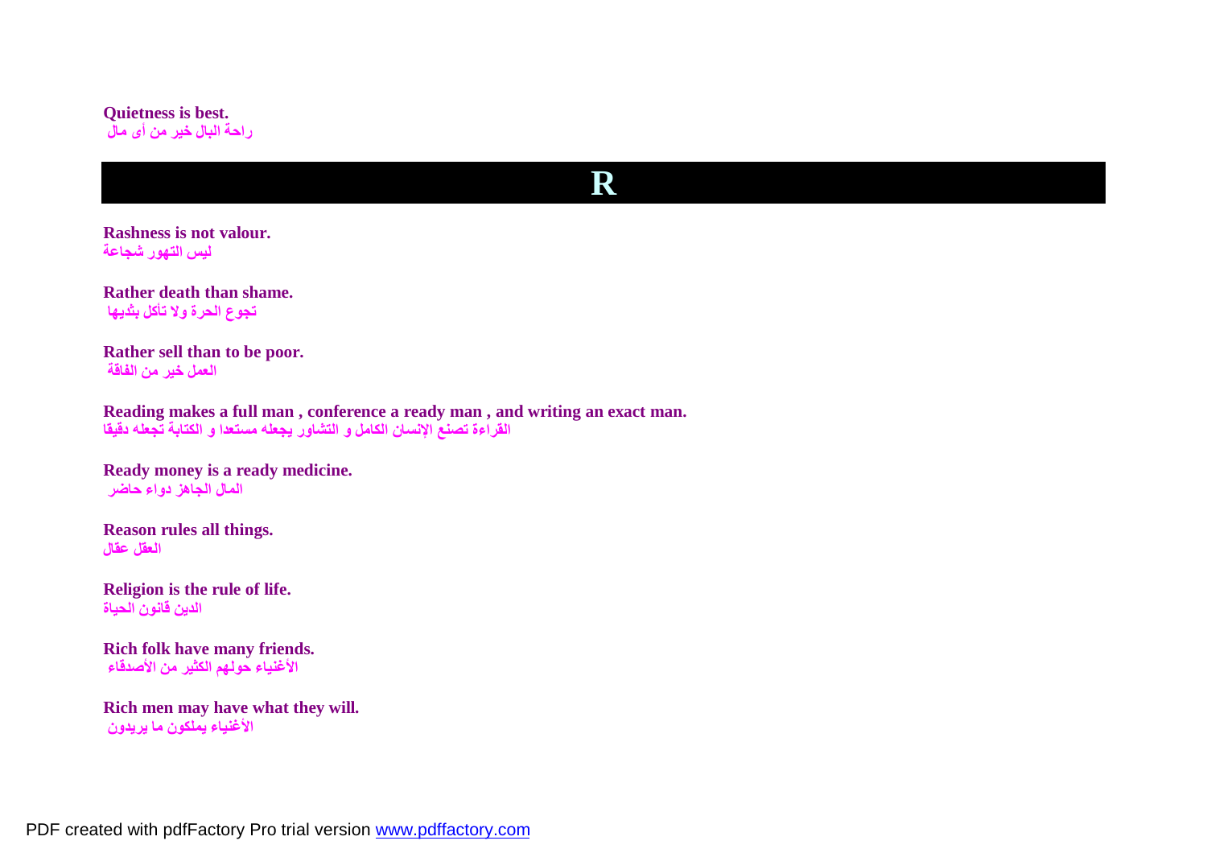**Quietness is best.**
**راحة البال خير من أى مال**

# R

**Rashness is not valour.**
**ليس التهور شجاعة**

**Rather death than shame.**
**تجوع الحرة ولا تأكل بثديها**

**Rather sell than to be poor.**
**العمل خير من الفاقة**

**Reading makes a full man , conference a ready man , and writing an exact man.**
**القراءة تصنع الإنسان الكامل و التشاور يجعله مستعدا و الكتابة تجعله دقيقا**

**Ready money is a ready medicine.**
**المال الجاهز دواء حاضر**

**Reason rules all things.**
**العقل عقال**

**Religion is the rule of life.**
**الدين قانون الحياة**

**Rich folk have many friends.**
**الأغنياء حولهم الكثير من الأصدقاء**

**Rich men may have what they will.**
**الأغنياء يملكون ما يريدون**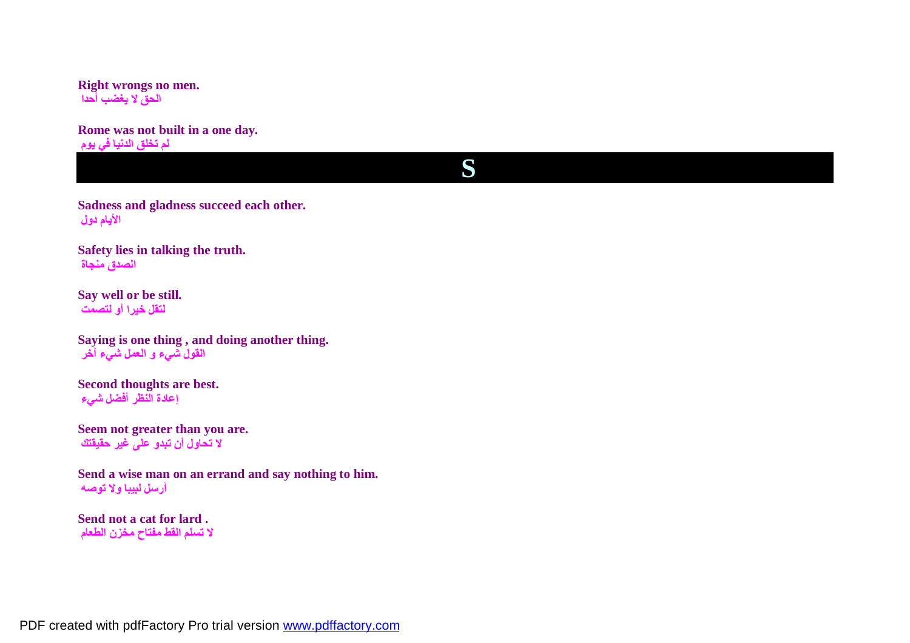**Right wrongs no men.**
الحق لا يغضب أحدا

**Rome was not built in a one day.**
لم تخلق الدنيا في يوم

# S

**Sadness and gladness succeed each other.**
الأيام دول

**Safety lies in talking the truth.**
الصدق منجاة

**Say well or be still.**
لتقل خيرا أو لتصمت

**Saying is one thing , and doing another thing.**
القول شيء و العمل شيء آخر

**Second thoughts are best.**
إعادة النظر أفضل شيء

**Seem not greater than you are.**
لا تحاول أن تبدو على غير حقيقتك

**Send a wise man on an errand and say nothing to him.**
أرسل لبيبا ولا توصه

**Send not a cat for lard .**
لا تسلم القط مفتاح مخزن الطعام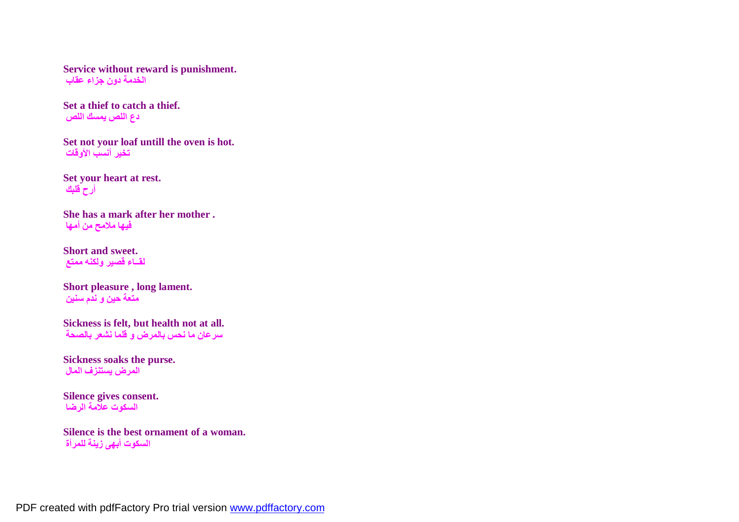**Service without reward is punishment.**
الخدمة دون جزاء عقاب

**Set a thief to catch a thief.**
دع اللص يمسك اللص

**Set not your loaf untill the oven is hot.**
تخير أنسب الأوقات

**Set your heart at rest.**
أرح قلبك

**She has a mark after her mother .**
فيها ملامح من أمها

**Short and sweet.**
لقــاء قصير ولكنه ممتع

**Short pleasure , long lament.**
متعة حين و ندم سنين

**Sickness is felt, but health not at all.**
سرعان ما نحس بالمرض و قلما نشعر بالصحة

**Sickness soaks the purse.**
المرض يستنزف المال

**Silence gives consent.**
السكوت علامة الرضا

**Silence is the best ornament of a woman.**
السكوت أبهى زينة للمرأة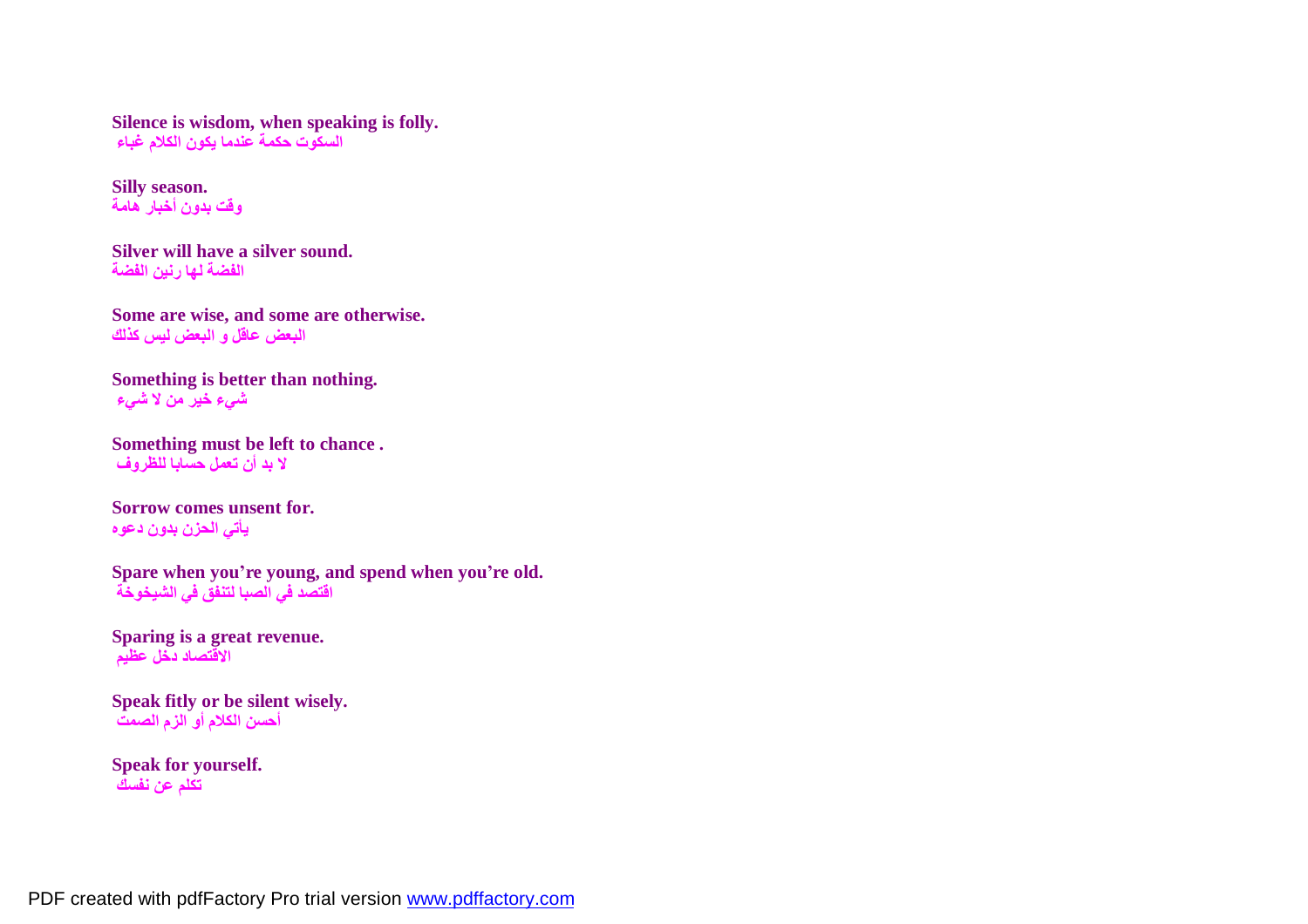**Silence is wisdom, when speaking is folly.**
السكوت حكمة عندما يكون الكلام غباء

**Silly season.**
وقت بدون أخبار هامة

**Silver will have a silver sound.**
الفضة لها رنين الفضة

**Some are wise, and some are otherwise.**
البعض عاقل و البعض ليس كذلك

**Something is better than nothing.**
شيء خير من لا شيء

**Something must be left to chance .**
لا بد أن تعمل حسابا للظروف

**Sorrow comes unsent for.**
يأتي الحزن بدون دعوه

**Spare when you're young, and spend when you're old.**
اقتصد في الصبا لتنفق في الشيخوخة

**Sparing is a great revenue.**
الاقتصاد دخل عظيم

**Speak fitly or be silent wisely.**
أحسن الكلام أو الزم الصمت

**Speak for yourself.**
تكلم عن نفسك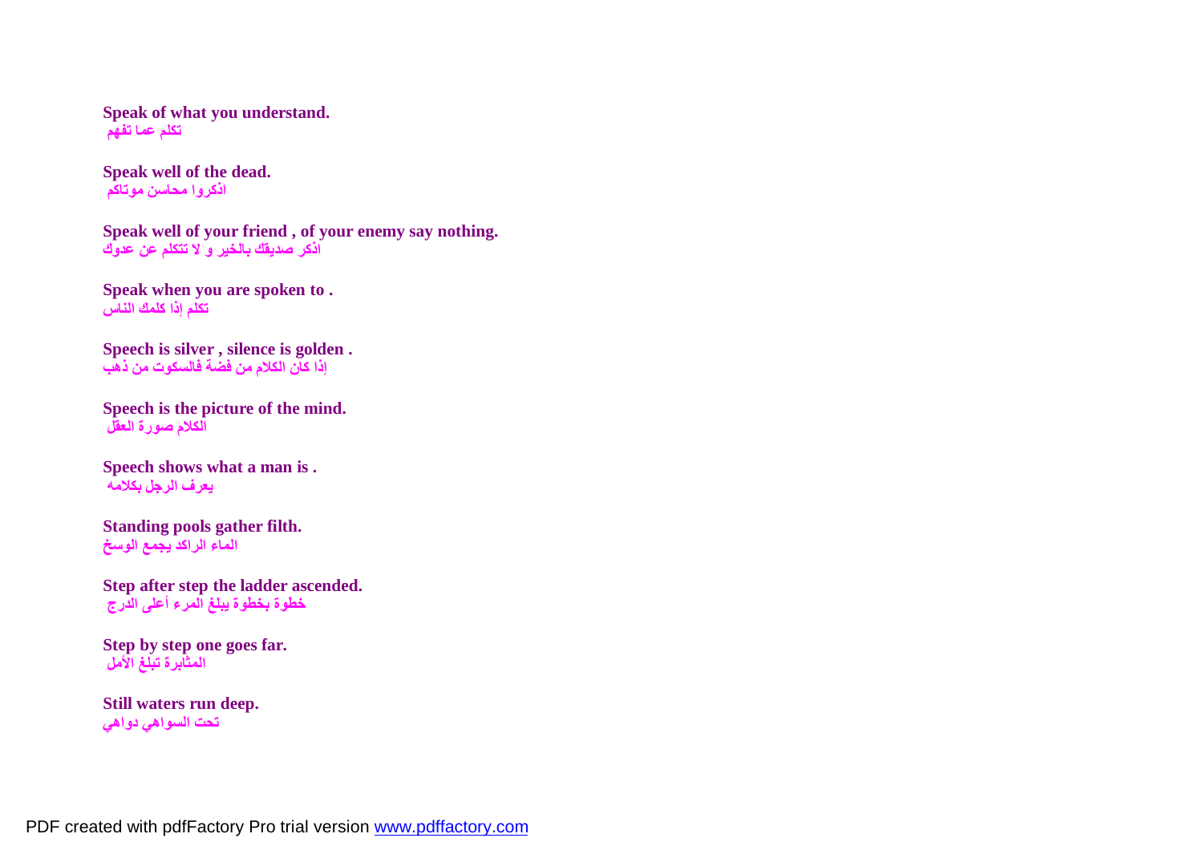**Speak of what you understand.**
**تكلم عما تفهم**

**Speak well of the dead.**
**اذكروا محاسن موتاكم**

**Speak well of your friend , of your enemy say nothing.**
**اذكر صديقك بالخير و لا تتكلم عن عدوك**

**Speak when you are spoken to .**
**تكلم إذا كلمك الناس**

**Speech is silver , silence is golden .**
**إذا كان الكلام من فضة فالسكوت من ذهب**

**Speech is the picture of the mind.**
**الكلام صورة العقل**

**Speech shows what a man is .**
**يعرف الرجل بكلامه**

**Standing pools gather filth.**
**الماء الراكد يجمع الوسخ**

**Step after step the ladder ascended.**
**خطوة بخطوة يبلغ المرء أعلى الدرج**

**Step by step one goes far.**
**المثابرة تبلغ الأمل**

**Still waters run deep.**
**تحت السواهي دواهي**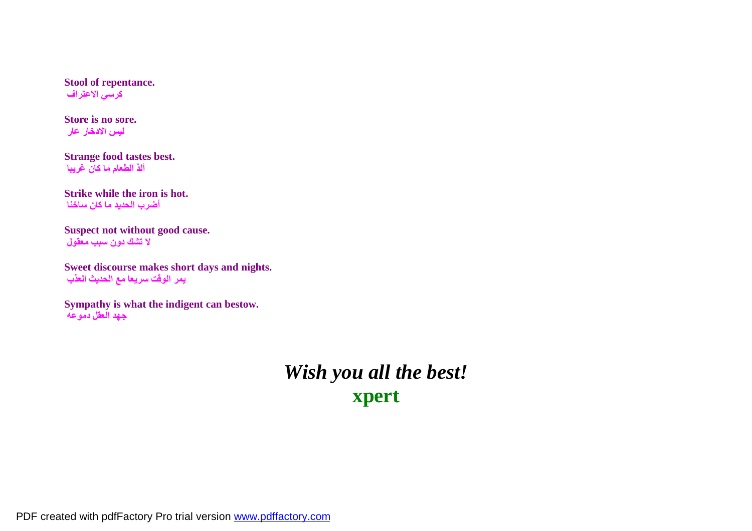**Stool of repentance.**
**كرسي الاعتراف**

**Store is no sore.**
**ليس الادخار عار**

**Strange food tastes best.**
**ألذ الطعام ما كان غريبا**

**Strike while the iron is hot.**
**أضرب الحديد ما كان ساخنا**

**Suspect not without good cause.**
**لا تشك دون سبب معقول**

**Sweet discourse makes short days and nights.**
**يمر الوقت سريعا مع الحديث العذب**

**Sympathy is what the indigent can bestow.**
**جهد العقل دموعه**

***Wish you all the best!***

**xpert**